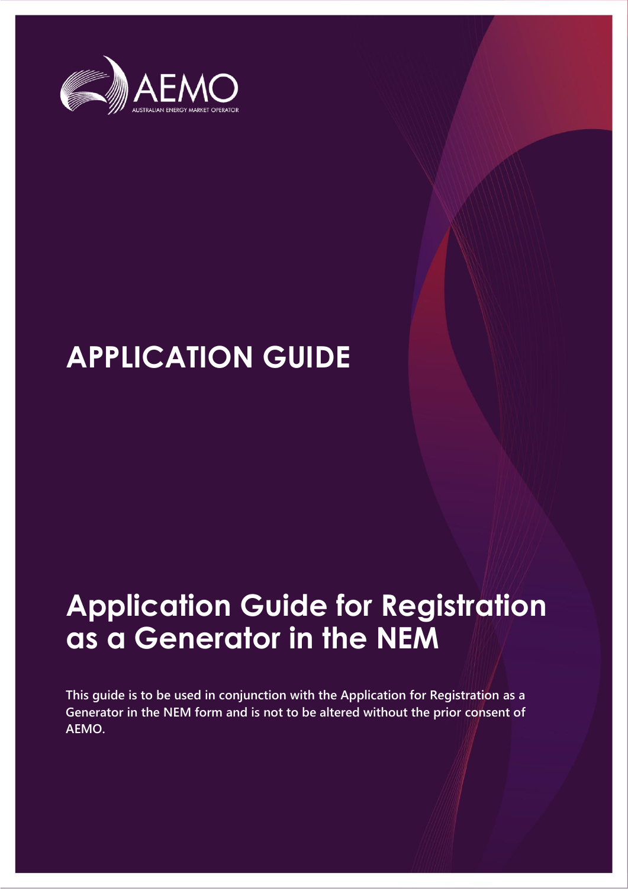AEMO

AUSTRALIAN ENERGY MARKET OPERATOR

# APPLICATION GUIDE

# Application Guide for Registration as a Generator in the NEM

**This guide is to be used in conjunction with the Application for Registration as a Generator in the NEM form and is not to be altered without the prior consent of AEMO.**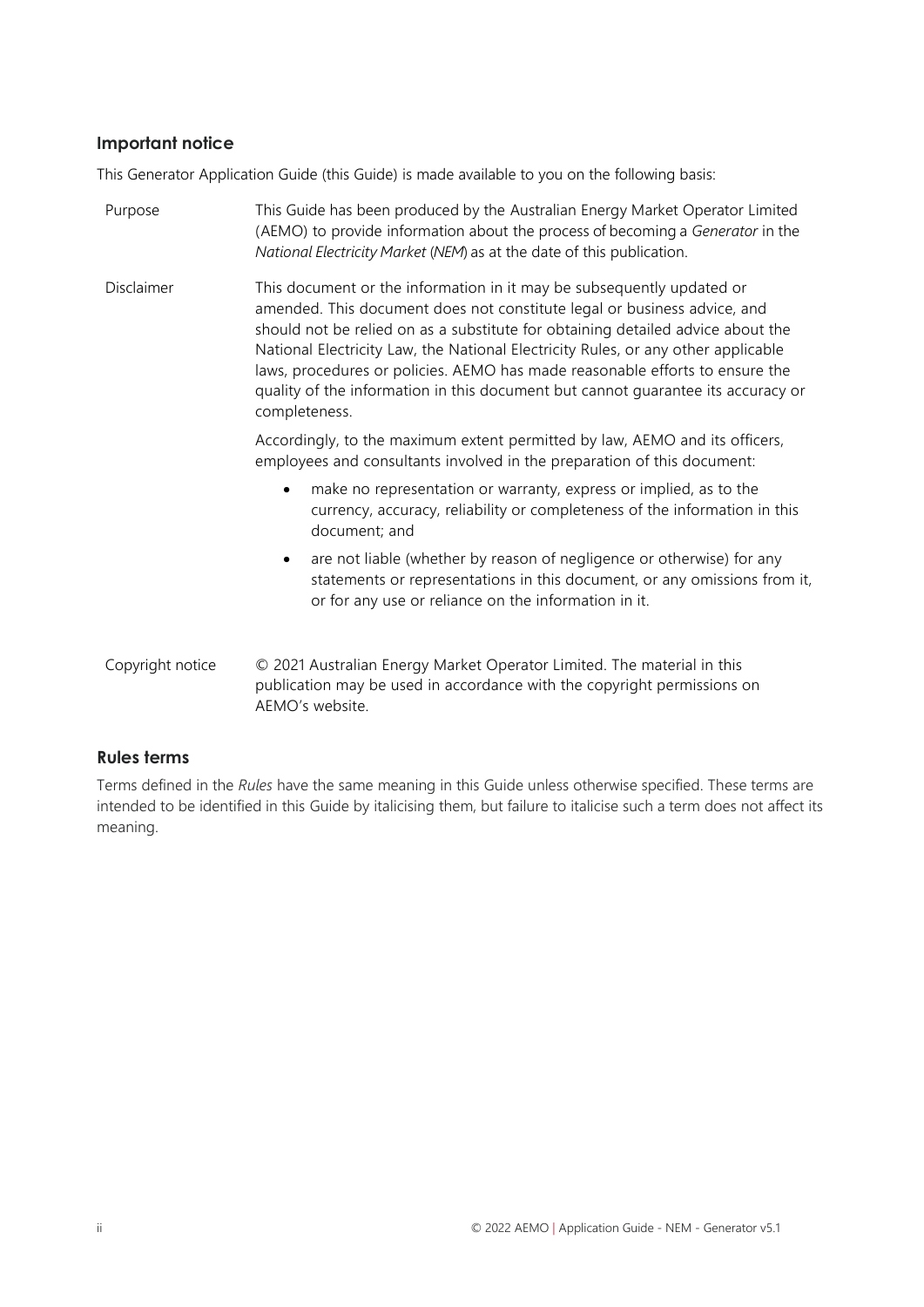## Important notice

This Generator Application Guide (this Guide) is made available to you on the following basis:

| | |
|---|---|
| Purpose | This Guide has been produced by the Australian Energy Market Operator Limited (AEMO) to provide information about the process of becoming a *Generator* in the *National Electricity Market* (*NEM*) as at the date of this publication. |
| Disclaimer | This document or the information in it may be subsequently updated or amended. This document does not constitute legal or business advice, and should not be relied on as a substitute for obtaining detailed advice about the National Electricity Law, the National Electricity Rules, or any other applicable laws, procedures or policies. AEMO has made reasonable efforts to ensure the quality of the information in this document but cannot guarantee its accuracy or completeness. |

Accordingly, to the maximum extent permitted by law, AEMO and its officers, employees and consultants involved in the preparation of this document:

- make no representation or warranty, express or implied, as to the currency, accuracy, reliability or completeness of the information in this document; and
- are not liable (whether by reason of negligence or otherwise) for any statements or representations in this document, or any omissions from it, or for any use or reliance on the information in it.

| | |
|---|---|
| Copyright notice | © 2021 Australian Energy Market Operator Limited. The material in this publication may be used in accordance with the copyright permissions on AEMO's website. |

## Rules terms

Terms defined in the *Rules* have the same meaning in this Guide unless otherwise specified. These terms are intended to be identified in this Guide by italicising them, but failure to italicise such a term does not affect its meaning.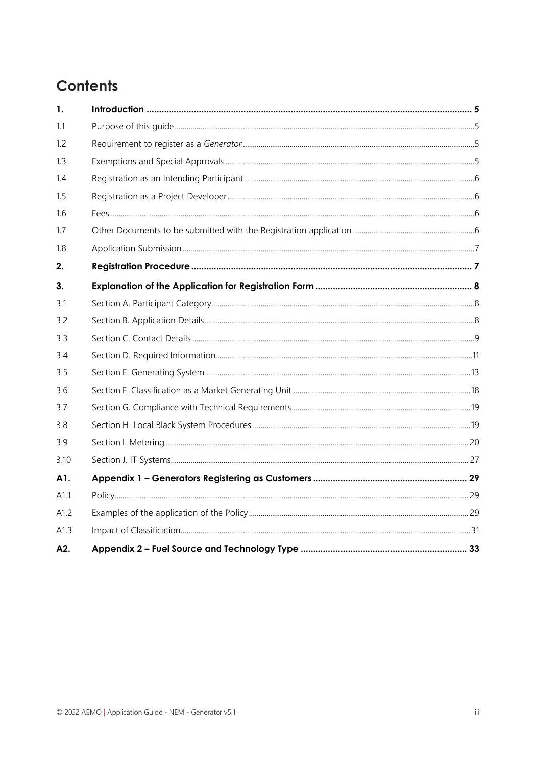# Contents

| | | |
|---|---|---|
| **1.** | **Introduction** | **5** |
| 1.1 | Purpose of this guide | 5 |
| 1.2 | Requirement to register as a *Generator* | 5 |
| 1.3 | Exemptions and Special Approvals | 5 |
| 1.4 | Registration as an Intending Participant | 6 |
| 1.5 | Registration as a Project Developer | 6 |
| 1.6 | Fees | 6 |
| 1.7 | Other Documents to be submitted with the Registration application | 6 |
| 1.8 | Application Submission | 7 |
| **2.** | **Registration Procedure** | **7** |
| **3.** | **Explanation of the Application for Registration Form** | **8** |
| 3.1 | Section A. Participant Category | 8 |
| 3.2 | Section B. Application Details | 8 |
| 3.3 | Section C. Contact Details | 9 |
| 3.4 | Section D. Required Information | 11 |
| 3.5 | Section E. Generating System | 13 |
| 3.6 | Section F. Classification as a Market Generating Unit | 18 |
| 3.7 | Section G. Compliance with Technical Requirements | 19 |
| 3.8 | Section H. Local Black System Procedures | 19 |
| 3.9 | Section I. Metering | 20 |
| 3.10 | Section J. IT Systems | 27 |
| **A1.** | **Appendix 1 – Generators Registering as Customers** | **29** |
| A1.1 | Policy | 29 |
| A1.2 | Examples of the application of the Policy | 29 |
| A1.3 | Impact of Classification | 31 |
| **A2.** | **Appendix 2 – Fuel Source and Technology Type** | **33** |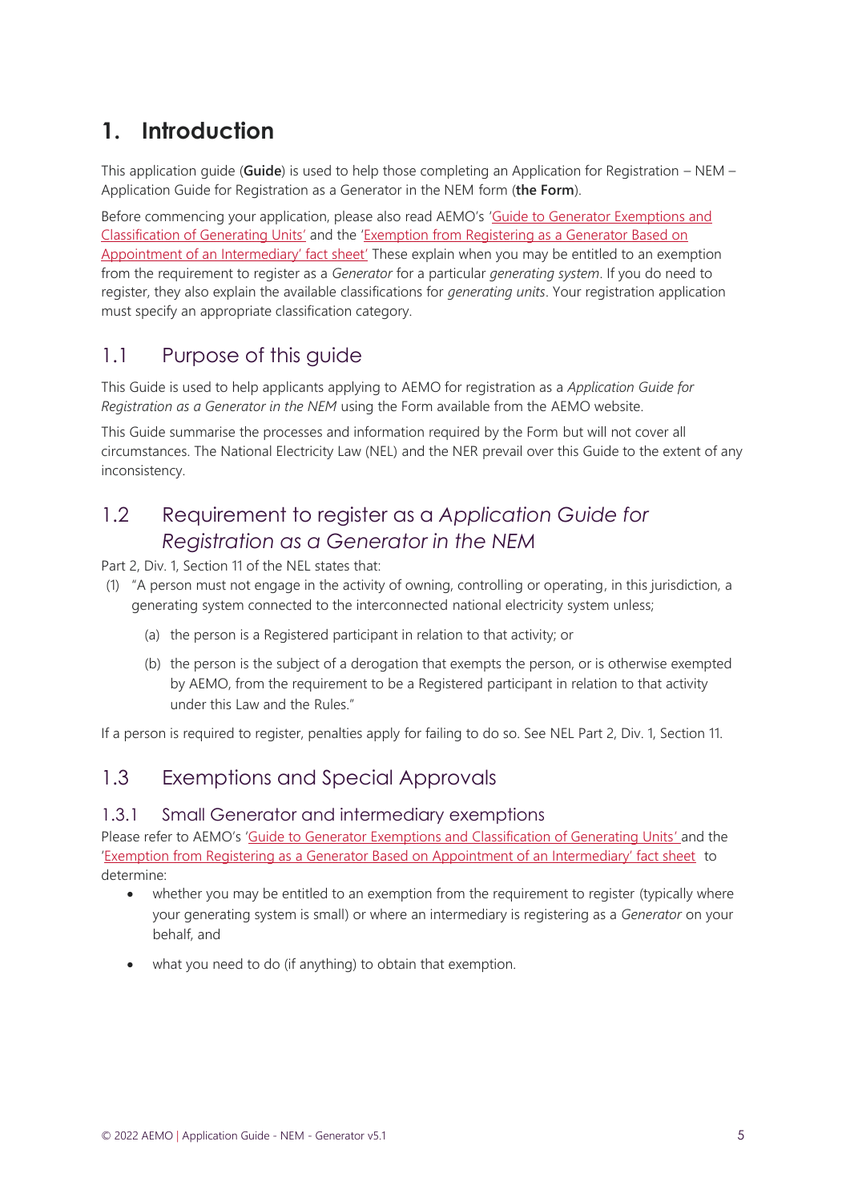# 1. Introduction

This application guide (**Guide**) is used to help those completing an Application for Registration – NEM – Application Guide for Registration as a Generator in the NEM form (**the Form**).

Before commencing your application, please also read AEMO's 'Guide to Generator Exemptions and Classification of Generating Units' and the 'Exemption from Registering as a Generator Based on Appointment of an Intermediary' fact sheet' These explain when you may be entitled to an exemption from the requirement to register as a *Generator* for a particular *generating system*. If you do need to register, they also explain the available classifications for *generating units*. Your registration application must specify an appropriate classification category.

## 1.1 Purpose of this guide

This Guide is used to help applicants applying to AEMO for registration as a *Application Guide for Registration as a Generator in the NEM* using the Form available from the AEMO website.

This Guide summarise the processes and information required by the Form but will not cover all circumstances. The National Electricity Law (NEL) and the NER prevail over this Guide to the extent of any inconsistency.

## 1.2 Requirement to register as a *Application Guide for Registration as a Generator in the NEM*

Part 2, Div. 1, Section 11 of the NEL states that:

(1) "A person must not engage in the activity of owning, controlling or operating, in this jurisdiction, a generating system connected to the interconnected national electricity system unless;

   (a) the person is a Registered participant in relation to that activity; or

   (b) the person is the subject of a derogation that exempts the person, or is otherwise exempted by AEMO, from the requirement to be a Registered participant in relation to that activity under this Law and the Rules."

If a person is required to register, penalties apply for failing to do so. See NEL Part 2, Div. 1, Section 11.

## 1.3 Exemptions and Special Approvals

### 1.3.1 Small Generator and intermediary exemptions

Please refer to AEMO's 'Guide to Generator Exemptions and Classification of Generating Units' and the 'Exemption from Registering as a Generator Based on Appointment of an Intermediary' fact sheet to determine:

- whether you may be entitled to an exemption from the requirement to register (typically where your generating system is small) or where an intermediary is registering as a *Generator* on your behalf, and
- what you need to do (if anything) to obtain that exemption.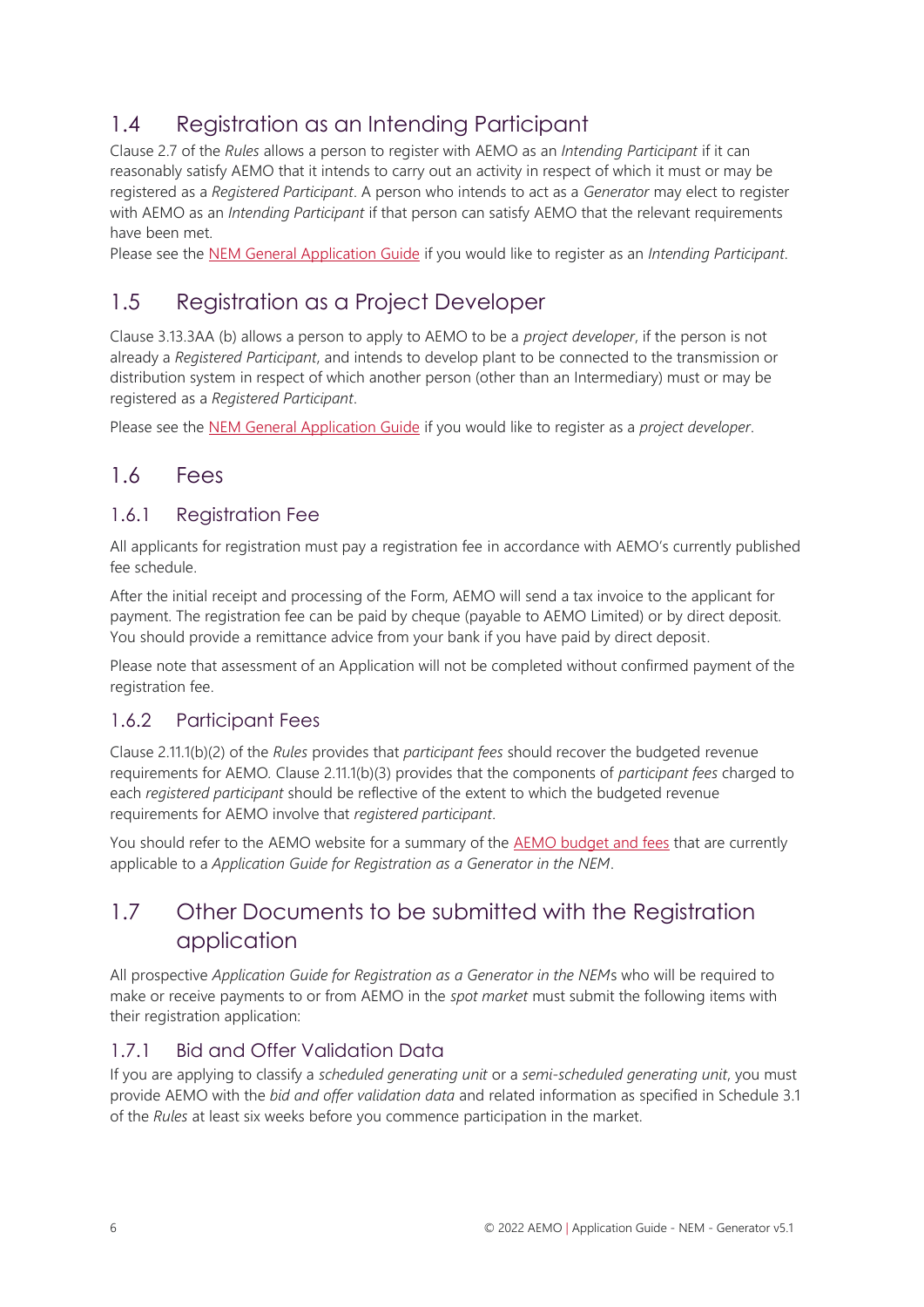## 1.4 Registration as an Intending Participant

Clause 2.7 of the *Rules* allows a person to register with AEMO as an *Intending Participant* if it can reasonably satisfy AEMO that it intends to carry out an activity in respect of which it must or may be registered as a *Registered Participant*. A person who intends to act as a *Generator* may elect to register with AEMO as an *Intending Participant* if that person can satisfy AEMO that the relevant requirements have been met.

Please see the NEM General Application Guide if you would like to register as an *Intending Participant*.

## 1.5 Registration as a Project Developer

Clause 3.13.3AA (b) allows a person to apply to AEMO to be a *project developer*, if the person is not already a *Registered Participant*, and intends to develop plant to be connected to the transmission or distribution system in respect of which another person (other than an Intermediary) must or may be registered as a *Registered Participant*.

Please see the NEM General Application Guide if you would like to register as a *project developer*.

## 1.6 Fees

### 1.6.1 Registration Fee

All applicants for registration must pay a registration fee in accordance with AEMO's currently published fee schedule.

After the initial receipt and processing of the Form, AEMO will send a tax invoice to the applicant for payment. The registration fee can be paid by cheque (payable to AEMO Limited) or by direct deposit. You should provide a remittance advice from your bank if you have paid by direct deposit.

Please note that assessment of an Application will not be completed without confirmed payment of the registration fee.

### 1.6.2 Participant Fees

Clause 2.11.1(b)(2) of the *Rules* provides that *participant fees* should recover the budgeted revenue requirements for AEMO. Clause 2.11.1(b)(3) provides that the components of *participant fees* charged to each *registered participant* should be reflective of the extent to which the budgeted revenue requirements for AEMO involve that *registered participant*.

You should refer to the AEMO website for a summary of the AEMO budget and fees that are currently applicable to a *Application Guide for Registration as a Generator in the NEM*.

## 1.7 Other Documents to be submitted with the Registration application

All prospective *Application Guide for Registration as a Generator in the NEM*s who will be required to make or receive payments to or from AEMO in the *spot market* must submit the following items with their registration application:

### 1.7.1 Bid and Offer Validation Data

If you are applying to classify a *scheduled generating unit* or a *semi-scheduled generating unit*, you must provide AEMO with the *bid and offer validation data* and related information as specified in Schedule 3.1 of the *Rules* at least six weeks before you commence participation in the market.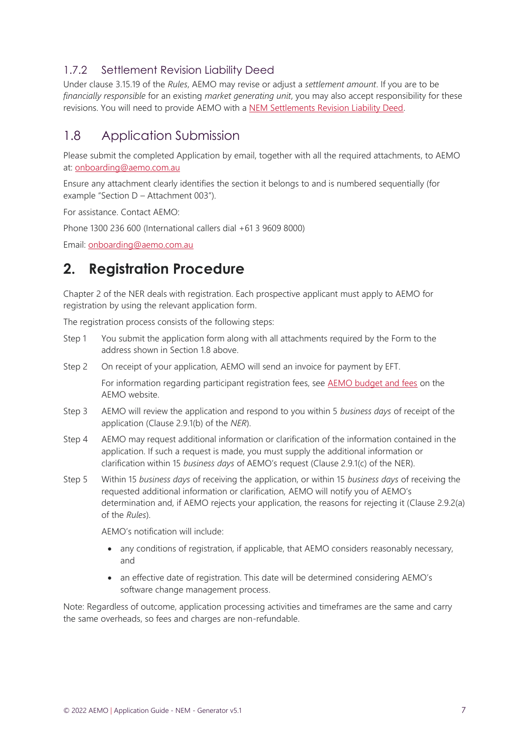### 1.7.2 Settlement Revision Liability Deed

Under clause 3.15.19 of the *Rules*, AEMO may revise or adjust a *settlement amount*. If you are to be *financially responsible* for an existing *market generating unit*, you may also accept responsibility for these revisions. You will need to provide AEMO with a [NEM Settlements Revision Liability Deed](NEM Settlements Revision Liability Deed).

## 1.8 Application Submission

Please submit the completed Application by email, together with all the required attachments, to AEMO at: onboarding@aemo.com.au

Ensure any attachment clearly identifies the section it belongs to and is numbered sequentially (for example "Section D – Attachment 003").

For assistance. Contact AEMO:

Phone 1300 236 600 (International callers dial +61 3 9609 8000)

Email: onboarding@aemo.com.au

# 2. Registration Procedure

Chapter 2 of the NER deals with registration. Each prospective applicant must apply to AEMO for registration by using the relevant application form.

The registration process consists of the following steps:

Step 1 You submit the application form along with all attachments required by the Form to the address shown in Section 1.8 above.

Step 2 On receipt of your application, AEMO will send an invoice for payment by EFT.

For information regarding participant registration fees, see AEMO budget and fees on the AEMO website.

Step 3 AEMO will review the application and respond to you within 5 *business days* of receipt of the application (Clause 2.9.1(b) of the *NER*).

Step 4 AEMO may request additional information or clarification of the information contained in the application. If such a request is made, you must supply the additional information or clarification within 15 *business days* of AEMO's request (Clause 2.9.1(c) of the NER).

Step 5 Within 15 *business days* of receiving the application, or within 15 *business days* of receiving the requested additional information or clarification, AEMO will notify you of AEMO's determination and, if AEMO rejects your application, the reasons for rejecting it (Clause 2.9.2(a) of the *Rules*).

AEMO's notification will include:

- any conditions of registration, if applicable, that AEMO considers reasonably necessary, and
- an effective date of registration. This date will be determined considering AEMO's software change management process.

Note: Regardless of outcome, application processing activities and timeframes are the same and carry the same overheads, so fees and charges are non-refundable.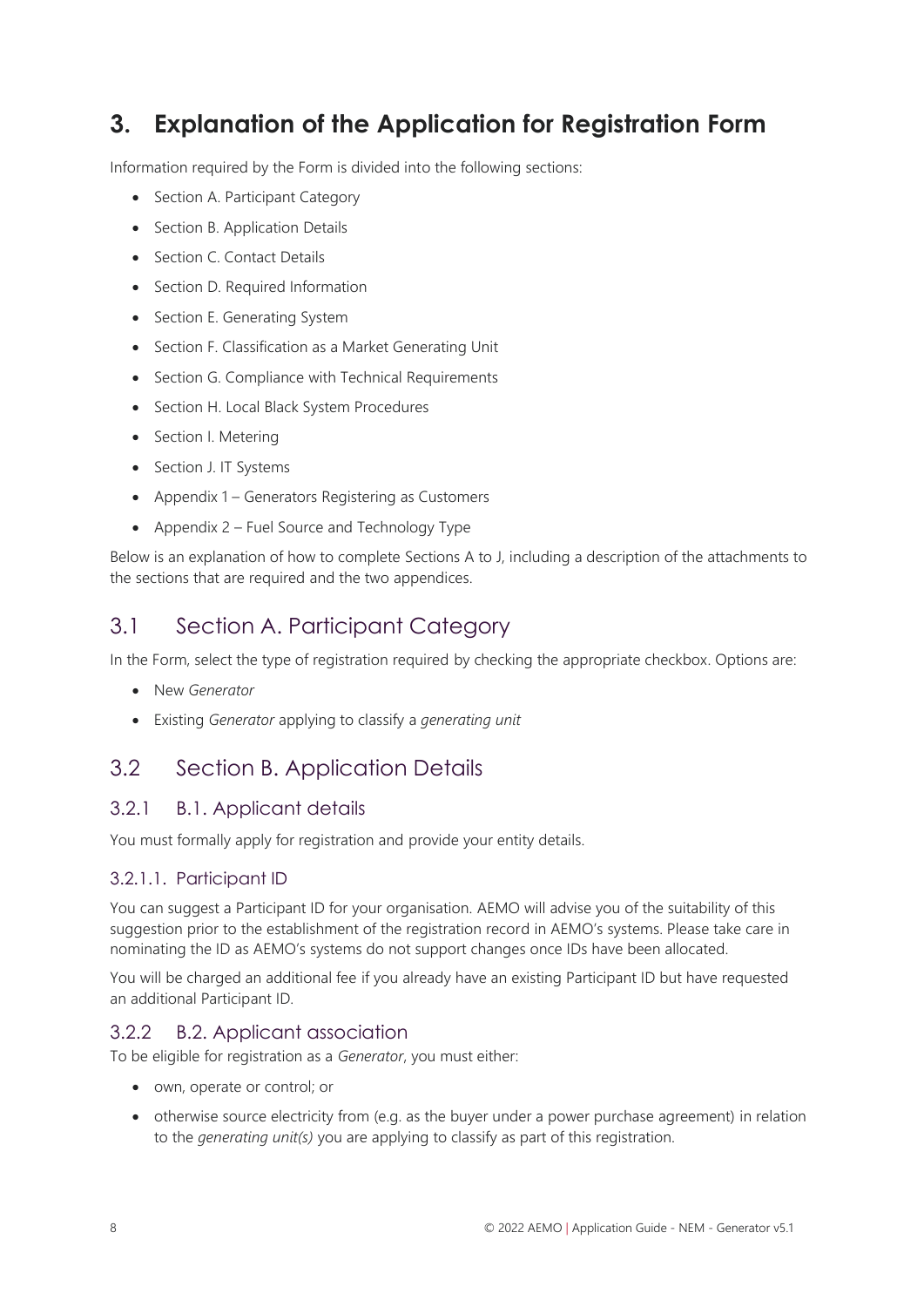# 3. Explanation of the Application for Registration Form

Information required by the Form is divided into the following sections:

- Section A. Participant Category
- Section B. Application Details
- Section C. Contact Details
- Section D. Required Information
- Section E. Generating System
- Section F. Classification as a Market Generating Unit
- Section G. Compliance with Technical Requirements
- Section H. Local Black System Procedures
- Section I. Metering
- Section J. IT Systems
- Appendix 1 – Generators Registering as Customers
- Appendix 2 – Fuel Source and Technology Type

Below is an explanation of how to complete Sections A to J, including a description of the attachments to the sections that are required and the two appendices.

## 3.1 Section A. Participant Category

In the Form, select the type of registration required by checking the appropriate checkbox. Options are:

- New *Generator*
- Existing *Generator* applying to classify a *generating unit*

## 3.2 Section B. Application Details

### 3.2.1 B.1. Applicant details

You must formally apply for registration and provide your entity details.

#### 3.2.1.1. Participant ID

You can suggest a Participant ID for your organisation. AEMO will advise you of the suitability of this suggestion prior to the establishment of the registration record in AEMO's systems. Please take care in nominating the ID as AEMO's systems do not support changes once IDs have been allocated.

You will be charged an additional fee if you already have an existing Participant ID but have requested an additional Participant ID.

### 3.2.2 B.2. Applicant association

To be eligible for registration as a *Generator*, you must either:

- own, operate or control; or
- otherwise source electricity from (e.g. as the buyer under a power purchase agreement) in relation to the *generating unit(s)* you are applying to classify as part of this registration.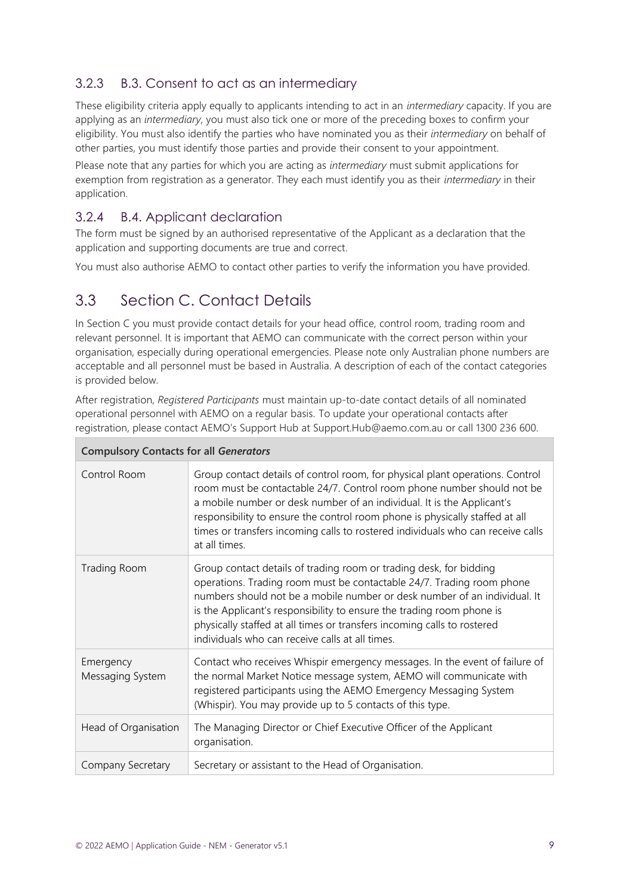### 3.2.3 B.3. Consent to act as an intermediary

These eligibility criteria apply equally to applicants intending to act in an *intermediary* capacity. If you are applying as an *intermediary*, you must also tick one or more of the preceding boxes to confirm your eligibility. You must also identify the parties who have nominated you as their *intermediary* on behalf of other parties, you must identify those parties and provide their consent to your appointment.

Please note that any parties for which you are acting as *intermediary* must submit applications for exemption from registration as a generator. They each must identify you as their *intermediary* in their application.

### 3.2.4 B.4. Applicant declaration

The form must be signed by an authorised representative of the Applicant as a declaration that the application and supporting documents are true and correct.

You must also authorise AEMO to contact other parties to verify the information you have provided.

## 3.3 Section C. Contact Details

In Section C you must provide contact details for your head office, control room, trading room and relevant personnel. It is important that AEMO can communicate with the correct person within your organisation, especially during operational emergencies. Please note only Australian phone numbers are acceptable and all personnel must be based in Australia. A description of each of the contact categories is provided below.

After registration, *Registered Participants* must maintain up-to-date contact details of all nominated operational personnel with AEMO on a regular basis. To update your operational contacts after registration, please contact AEMO's Support Hub at Support.Hub@aemo.com.au or call 1300 236 600.

| **Compulsory Contacts for all *Generators*** | |
|---|---|
| Control Room | Group contact details of control room, for physical plant operations. Control room must be contactable 24/7. Control room phone number should not be a mobile number or desk number of an individual. It is the Applicant's responsibility to ensure the control room phone is physically staffed at all times or transfers incoming calls to rostered individuals who can receive calls at all times. |
| Trading Room | Group contact details of trading room or trading desk, for bidding operations. Trading room must be contactable 24/7. Trading room phone numbers should not be a mobile number or desk number of an individual. It is the Applicant's responsibility to ensure the trading room phone is physically staffed at all times or transfers incoming calls to rostered individuals who can receive calls at all times. |
| Emergency Messaging System | Contact who receives Whispir emergency messages. In the event of failure of the normal Market Notice message system, AEMO will communicate with registered participants using the AEMO Emergency Messaging System (Whispir). You may provide up to 5 contacts of this type. |
| Head of Organisation | The Managing Director or Chief Executive Officer of the Applicant organisation. |
| Company Secretary | Secretary or assistant to the Head of Organisation. |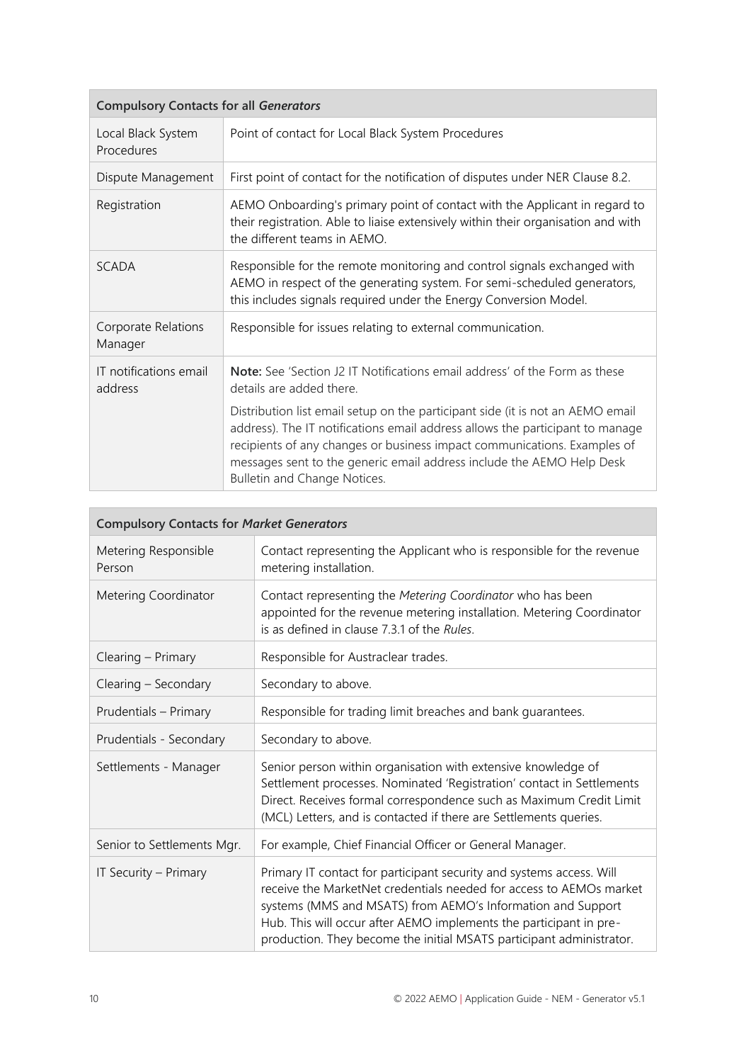| Compulsory Contacts for all *Generators* | |
|---|---|
| Local Black System Procedures | Point of contact for Local Black System Procedures |
| Dispute Management | First point of contact for the notification of disputes under NER Clause 8.2. |
| Registration | AEMO Onboarding's primary point of contact with the Applicant in regard to their registration. Able to liaise extensively within their organisation and with the different teams in AEMO. |
| SCADA | Responsible for the remote monitoring and control signals exchanged with AEMO in respect of the generating system. For semi-scheduled generators, this includes signals required under the Energy Conversion Model. |
| Corporate Relations Manager | Responsible for issues relating to external communication. |
| IT notifications email address | **Note:** See 'Section J2 IT Notifications email address' of the Form as these details are added there.<br><br>Distribution list email setup on the participant side (it is not an AEMO email address). The IT notifications email address allows the participant to manage recipients of any changes or business impact communications. Examples of messages sent to the generic email address include the AEMO Help Desk Bulletin and Change Notices. |

| Compulsory Contacts for *Market Generators* | |
|---|---|
| Metering Responsible Person | Contact representing the Applicant who is responsible for the revenue metering installation. |
| Metering Coordinator | Contact representing the *Metering Coordinator* who has been appointed for the revenue metering installation. Metering Coordinator is as defined in clause 7.3.1 of the *Rules*. |
| Clearing – Primary | Responsible for Austraclear trades. |
| Clearing – Secondary | Secondary to above. |
| Prudentials – Primary | Responsible for trading limit breaches and bank guarantees. |
| Prudentials - Secondary | Secondary to above. |
| Settlements - Manager | Senior person within organisation with extensive knowledge of Settlement processes. Nominated 'Registration' contact in Settlements Direct. Receives formal correspondence such as Maximum Credit Limit (MCL) Letters, and is contacted if there are Settlements queries. |
| Senior to Settlements Mgr. | For example, Chief Financial Officer or General Manager. |
| IT Security – Primary | Primary IT contact for participant security and systems access. Will receive the MarketNet credentials needed for access to AEMOs market systems (MMS and MSATS) from AEMO's Information and Support Hub. This will occur after AEMO implements the participant in pre-production. They become the initial MSATS participant administrator. |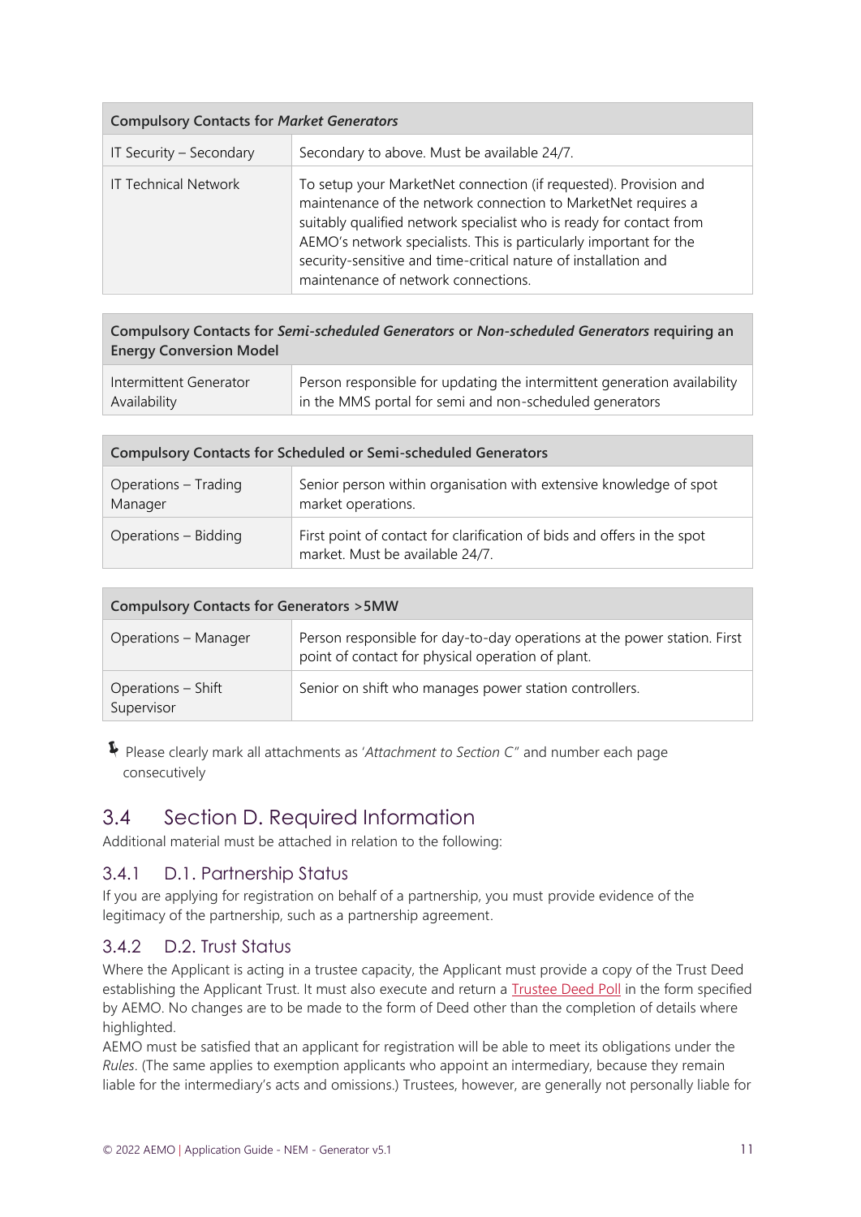| Compulsory Contacts for *Market Generators* | |
| --- | --- |
| IT Security – Secondary | Secondary to above. Must be available 24/7. |
| IT Technical Network | To setup your MarketNet connection (if requested). Provision and maintenance of the network connection to MarketNet requires a suitably qualified network specialist who is ready for contact from AEMO's network specialists. This is particularly important for the security-sensitive and time-critical nature of installation and maintenance of network connections. |

| Compulsory Contacts for *Semi-scheduled Generators* or *Non-scheduled Generators* requiring an Energy Conversion Model | |
| --- | --- |
| Intermittent Generator Availability | Person responsible for updating the intermittent generation availability in the MMS portal for semi and non-scheduled generators |

| Compulsory Contacts for Scheduled or Semi-scheduled Generators | |
| --- | --- |
| Operations – Trading Manager | Senior person within organisation with extensive knowledge of spot market operations. |
| Operations – Bidding | First point of contact for clarification of bids and offers in the spot market. Must be available 24/7. |

| Compulsory Contacts for Generators >5MW | |
| --- | --- |
| Operations – Manager | Person responsible for day-to-day operations at the power station. First point of contact for physical operation of plant. |
| Operations – Shift Supervisor | Senior on shift who manages power station controllers. |

Please clearly mark all attachments as '*Attachment to Section C"* and number each page consecutively

## 3.4 Section D. Required Information

Additional material must be attached in relation to the following:

### 3.4.1 D.1. Partnership Status

If you are applying for registration on behalf of a partnership, you must provide evidence of the legitimacy of the partnership, such as a partnership agreement.

### 3.4.2 D.2. Trust Status

Where the Applicant is acting in a trustee capacity, the Applicant must provide a copy of the Trust Deed establishing the Applicant Trust. It must also execute and return a Trustee Deed Poll in the form specified by AEMO. No changes are to be made to the form of Deed other than the completion of details where highlighted.

AEMO must be satisfied that an applicant for registration will be able to meet its obligations under the *Rules*. (The same applies to exemption applicants who appoint an intermediary, because they remain liable for the intermediary's acts and omissions.) Trustees, however, are generally not personally liable for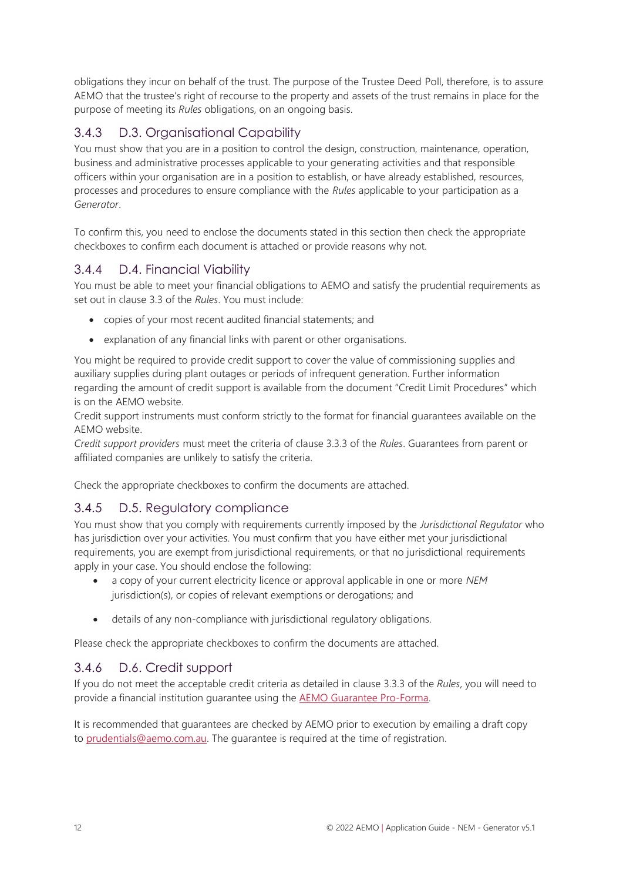obligations they incur on behalf of the trust. The purpose of the Trustee Deed Poll, therefore, is to assure AEMO that the trustee's right of recourse to the property and assets of the trust remains in place for the purpose of meeting its *Rules* obligations, on an ongoing basis.

### 3.4.3 D.3. Organisational Capability

You must show that you are in a position to control the design, construction, maintenance, operation, business and administrative processes applicable to your generating activities and that responsible officers within your organisation are in a position to establish, or have already established, resources, processes and procedures to ensure compliance with the *Rules* applicable to your participation as a *Generator*.

To confirm this, you need to enclose the documents stated in this section then check the appropriate checkboxes to confirm each document is attached or provide reasons why not.

### 3.4.4 D.4. Financial Viability

You must be able to meet your financial obligations to AEMO and satisfy the prudential requirements as set out in clause 3.3 of the *Rules*. You must include:

- copies of your most recent audited financial statements; and
- explanation of any financial links with parent or other organisations.

You might be required to provide credit support to cover the value of commissioning supplies and auxiliary supplies during plant outages or periods of infrequent generation. Further information regarding the amount of credit support is available from the document "Credit Limit Procedures" which is on the AEMO website.

Credit support instruments must conform strictly to the format for financial guarantees available on the AEMO website.

*Credit support providers* must meet the criteria of clause 3.3.3 of the *Rules*. Guarantees from parent or affiliated companies are unlikely to satisfy the criteria.

Check the appropriate checkboxes to confirm the documents are attached.

### 3.4.5 D.5. Regulatory compliance

You must show that you comply with requirements currently imposed by the *Jurisdictional Regulator* who has jurisdiction over your activities. You must confirm that you have either met your jurisdictional requirements, you are exempt from jurisdictional requirements, or that no jurisdictional requirements apply in your case. You should enclose the following:

- a copy of your current electricity licence or approval applicable in one or more *NEM* jurisdiction(s), or copies of relevant exemptions or derogations; and
- details of any non-compliance with jurisdictional regulatory obligations.

Please check the appropriate checkboxes to confirm the documents are attached.

### 3.4.6 D.6. Credit support

If you do not meet the acceptable credit criteria as detailed in clause 3.3.3 of the *Rules*, you will need to provide a financial institution guarantee using the AEMO Guarantee Pro-Forma.

It is recommended that guarantees are checked by AEMO prior to execution by emailing a draft copy to prudentials@aemo.com.au. The guarantee is required at the time of registration.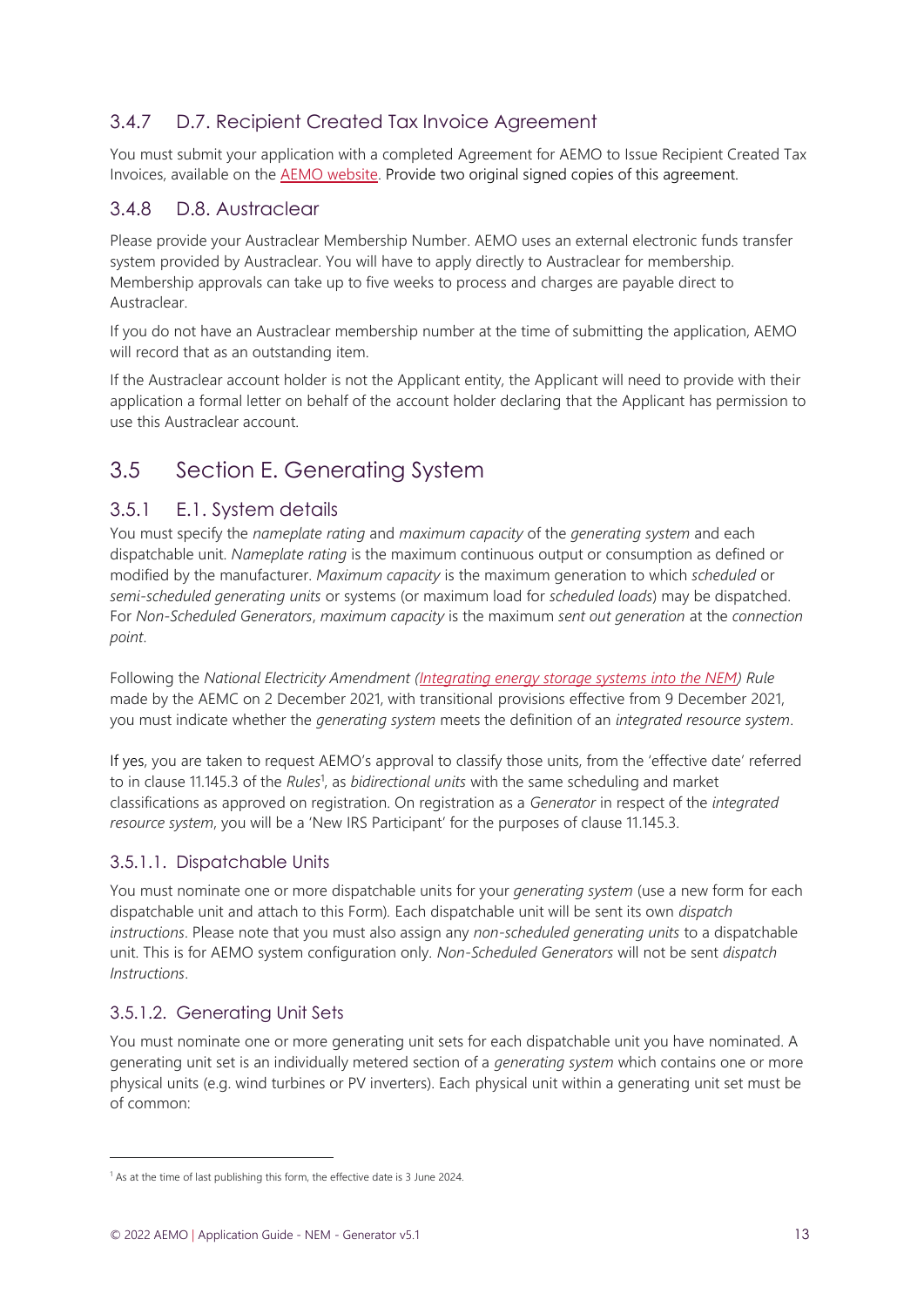### 3.4.7 D.7. Recipient Created Tax Invoice Agreement

You must submit your application with a completed Agreement for AEMO to Issue Recipient Created Tax Invoices, available on the AEMO website. Provide two original signed copies of this agreement.

### 3.4.8 D.8. Austraclear

Please provide your Austraclear Membership Number. AEMO uses an external electronic funds transfer system provided by Austraclear. You will have to apply directly to Austraclear for membership. Membership approvals can take up to five weeks to process and charges are payable direct to Austraclear.

If you do not have an Austraclear membership number at the time of submitting the application, AEMO will record that as an outstanding item.

If the Austraclear account holder is not the Applicant entity, the Applicant will need to provide with their application a formal letter on behalf of the account holder declaring that the Applicant has permission to use this Austraclear account.

## 3.5 Section E. Generating System

### 3.5.1 E.1. System details

You must specify the *nameplate rating* and *maximum capacity* of the *generating system* and each dispatchable unit. *Nameplate rating* is the maximum continuous output or consumption as defined or modified by the manufacturer. *Maximum capacity* is the maximum generation to which *scheduled* or *semi-scheduled generating units* or systems (or maximum load for *scheduled loads*) may be dispatched. For *Non-Scheduled Generators*, *maximum capacity* is the maximum *sent out generation* at the *connection point*.

Following the *National Electricity Amendment (Integrating energy storage systems into the NEM) Rule* made by the AEMC on 2 December 2021, with transitional provisions effective from 9 December 2021, you must indicate whether the *generating system* meets the definition of an *integrated resource system*.

If yes, you are taken to request AEMO's approval to classify those units, from the 'effective date' referred to in clause 11.145.3 of the *Rules*[1], as *bidirectional units* with the same scheduling and market classifications as approved on registration. On registration as a *Generator* in respect of the *integrated resource system*, you will be a 'New IRS Participant' for the purposes of clause 11.145.3.

#### 3.5.1.1. Dispatchable Units

You must nominate one or more dispatchable units for your *generating system* (use a new form for each dispatchable unit and attach to this Form). Each dispatchable unit will be sent its own *dispatch instructions*. Please note that you must also assign any *non-scheduled generating units* to a dispatchable unit. This is for AEMO system configuration only. *Non-Scheduled Generators* will not be sent *dispatch Instructions*.

#### 3.5.1.2. Generating Unit Sets

You must nominate one or more generating unit sets for each dispatchable unit you have nominated. A generating unit set is an individually metered section of a *generating system* which contains one or more physical units (e.g. wind turbines or PV inverters). Each physical unit within a generating unit set must be of common:

---

[1] As at the time of last publishing this form, the effective date is 3 June 2024.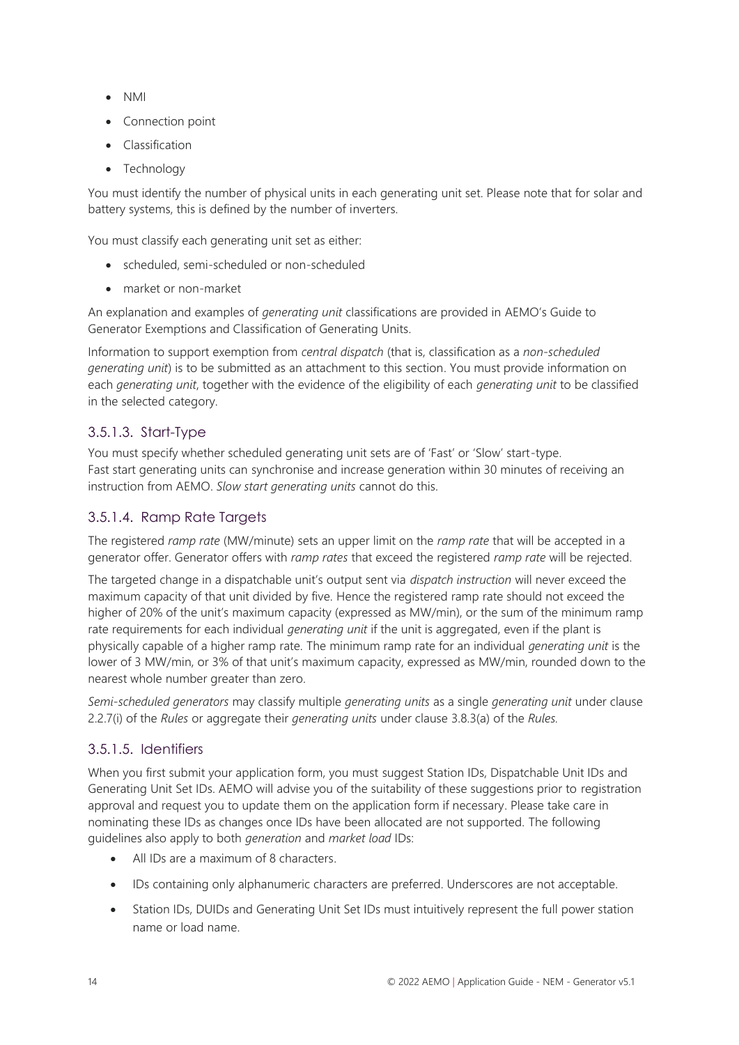- NMI
- Connection point
- Classification
- Technology

You must identify the number of physical units in each generating unit set. Please note that for solar and battery systems, this is defined by the number of inverters.

You must classify each generating unit set as either:

- scheduled, semi-scheduled or non-scheduled
- market or non-market

An explanation and examples of *generating unit* classifications are provided in AEMO's Guide to Generator Exemptions and Classification of Generating Units.

Information to support exemption from *central dispatch* (that is, classification as a *non-scheduled generating unit*) is to be submitted as an attachment to this section. You must provide information on each *generating unit*, together with the evidence of the eligibility of each *generating unit* to be classified in the selected category.

### 3.5.1.3. Start-Type

You must specify whether scheduled generating unit sets are of 'Fast' or 'Slow' start-type.
Fast start generating units can synchronise and increase generation within 30 minutes of receiving an instruction from AEMO. *Slow start generating units* cannot do this.

### 3.5.1.4. Ramp Rate Targets

The registered *ramp rate* (MW/minute) sets an upper limit on the *ramp rate* that will be accepted in a generator offer. Generator offers with *ramp rates* that exceed the registered *ramp rate* will be rejected.

The targeted change in a dispatchable unit's output sent via *dispatch instruction* will never exceed the maximum capacity of that unit divided by five. Hence the registered ramp rate should not exceed the higher of 20% of the unit's maximum capacity (expressed as MW/min), or the sum of the minimum ramp rate requirements for each individual *generating unit* if the unit is aggregated, even if the plant is physically capable of a higher ramp rate. The minimum ramp rate for an individual *generating unit* is the lower of 3 MW/min, or 3% of that unit's maximum capacity, expressed as MW/min, rounded down to the nearest whole number greater than zero.

*Semi-scheduled generators* may classify multiple *generating units* as a single *generating unit* under clause 2.2.7(i) of the *Rules* or aggregate their *generating units* under clause 3.8.3(a) of the *Rules.*

### 3.5.1.5. Identifiers

When you first submit your application form, you must suggest Station IDs, Dispatchable Unit IDs and Generating Unit Set IDs. AEMO will advise you of the suitability of these suggestions prior to registration approval and request you to update them on the application form if necessary. Please take care in nominating these IDs as changes once IDs have been allocated are not supported. The following guidelines also apply to both *generation* and *market load* IDs:

- All IDs are a maximum of 8 characters.
- IDs containing only alphanumeric characters are preferred. Underscores are not acceptable.
- Station IDs, DUIDs and Generating Unit Set IDs must intuitively represent the full power station name or load name.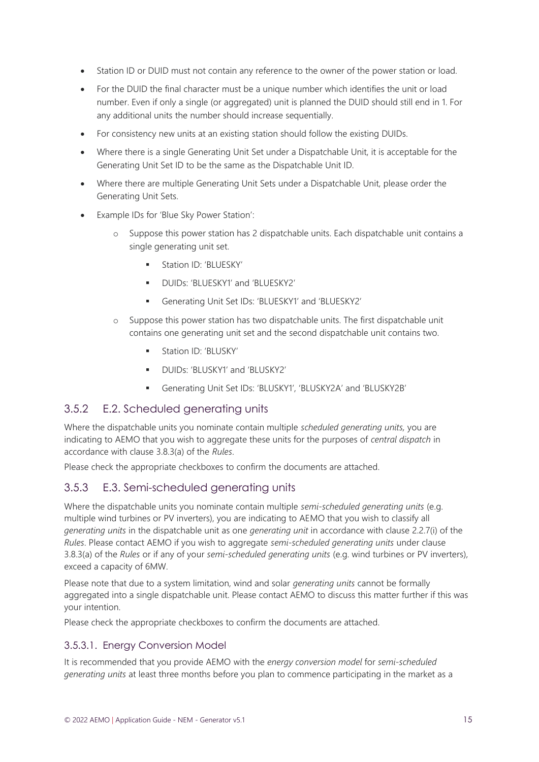- Station ID or DUID must not contain any reference to the owner of the power station or load.
- For the DUID the final character must be a unique number which identifies the unit or load number. Even if only a single (or aggregated) unit is planned the DUID should still end in 1. For any additional units the number should increase sequentially.
- For consistency new units at an existing station should follow the existing DUIDs.
- Where there is a single Generating Unit Set under a Dispatchable Unit, it is acceptable for the Generating Unit Set ID to be the same as the Dispatchable Unit ID.
- Where there are multiple Generating Unit Sets under a Dispatchable Unit, please order the Generating Unit Sets.
- Example IDs for 'Blue Sky Power Station':
  - Suppose this power station has 2 dispatchable units. Each dispatchable unit contains a single generating unit set.
    - Station ID: 'BLUESKY'
    - DUIDs: 'BLUESKY1' and 'BLUESKY2'
    - Generating Unit Set IDs: 'BLUESKY1' and 'BLUESKY2'
  - Suppose this power station has two dispatchable units. The first dispatchable unit contains one generating unit set and the second dispatchable unit contains two.
    - Station ID: 'BLUSKY'
    - DUIDs: 'BLUSKY1' and 'BLUSKY2'
    - Generating Unit Set IDs: 'BLUSKY1', 'BLUSKY2A' and 'BLUSKY2B'

### 3.5.2 E.2. Scheduled generating units

Where the dispatchable units you nominate contain multiple *scheduled generating units*, you are indicating to AEMO that you wish to aggregate these units for the purposes of *central dispatch* in accordance with clause 3.8.3(a) of the *Rules*.

Please check the appropriate checkboxes to confirm the documents are attached.

### 3.5.3 E.3. Semi-scheduled generating units

Where the dispatchable units you nominate contain multiple *semi-scheduled generating units* (e.g. multiple wind turbines or PV inverters), you are indicating to AEMO that you wish to classify all *generating units* in the dispatchable unit as one *generating unit* in accordance with clause 2.2.7(i) of the *Rules*. Please contact AEMO if you wish to aggregate *semi-scheduled generating units* under clause 3.8.3(a) of the *Rules* or if any of your *semi-scheduled generating units* (e.g. wind turbines or PV inverters), exceed a capacity of 6MW.

Please note that due to a system limitation, wind and solar *generating units* cannot be formally aggregated into a single dispatchable unit. Please contact AEMO to discuss this matter further if this was your intention.

Please check the appropriate checkboxes to confirm the documents are attached.

#### 3.5.3.1. Energy Conversion Model

It is recommended that you provide AEMO with the *energy conversion model* for *semi-scheduled generating units* at least three months before you plan to commence participating in the market as a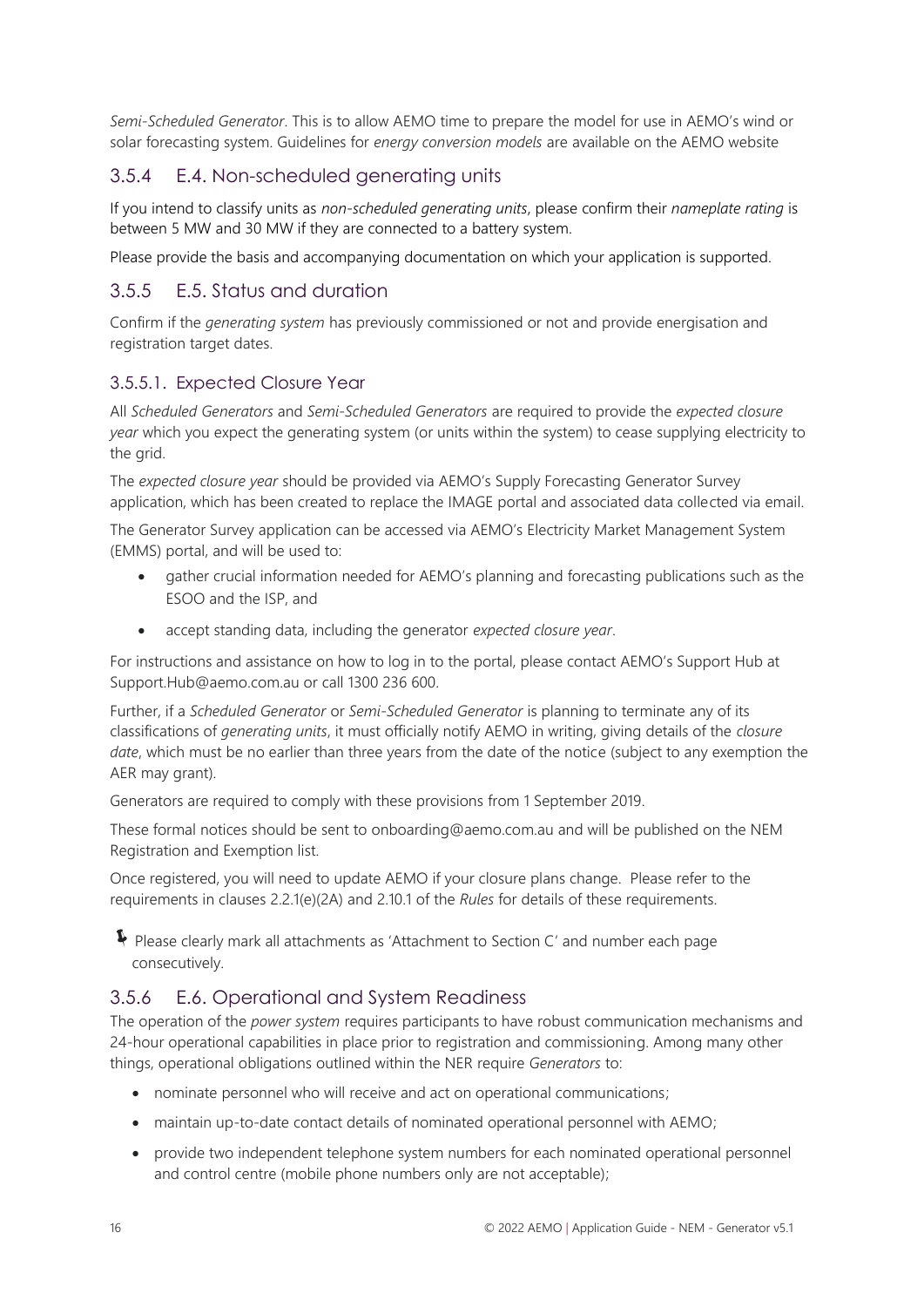*Semi-Scheduled Generator*. This is to allow AEMO time to prepare the model for use in AEMO's wind or solar forecasting system. Guidelines for *energy conversion models* are available on the AEMO website

### 3.5.4 E.4. Non-scheduled generating units

If you intend to classify units as *non-scheduled generating units*, please confirm their *nameplate rating* is between 5 MW and 30 MW if they are connected to a battery system.

Please provide the basis and accompanying documentation on which your application is supported.

### 3.5.5 E.5. Status and duration

Confirm if the *generating system* has previously commissioned or not and provide energisation and registration target dates.

#### 3.5.5.1. Expected Closure Year

All *Scheduled Generators* and *Semi-Scheduled Generators* are required to provide the *expected closure year* which you expect the generating system (or units within the system) to cease supplying electricity to the grid.

The *expected closure year* should be provided via AEMO's Supply Forecasting Generator Survey application, which has been created to replace the IMAGE portal and associated data collected via email.

The Generator Survey application can be accessed via AEMO's Electricity Market Management System (EMMS) portal, and will be used to:

- gather crucial information needed for AEMO's planning and forecasting publications such as the ESOO and the ISP, and
- accept standing data, including the generator *expected closure year*.

For instructions and assistance on how to log in to the portal, please contact AEMO's Support Hub at Support.Hub@aemo.com.au or call 1300 236 600.

Further, if a *Scheduled Generator* or *Semi-Scheduled Generator* is planning to terminate any of its classifications of *generating units*, it must officially notify AEMO in writing, giving details of the *closure date*, which must be no earlier than three years from the date of the notice (subject to any exemption the AER may grant).

Generators are required to comply with these provisions from 1 September 2019.

These formal notices should be sent to onboarding@aemo.com.au and will be published on the NEM Registration and Exemption list.

Once registered, you will need to update AEMO if your closure plans change. Please refer to the requirements in clauses 2.2.1(e)(2A) and 2.10.1 of the *Rules* for details of these requirements.

Please clearly mark all attachments as 'Attachment to Section C' and number each page consecutively.

### 3.5.6 E.6. Operational and System Readiness

The operation of the *power system* requires participants to have robust communication mechanisms and 24-hour operational capabilities in place prior to registration and commissioning. Among many other things, operational obligations outlined within the NER require *Generators* to:

- nominate personnel who will receive and act on operational communications;
- maintain up-to-date contact details of nominated operational personnel with AEMO;
- provide two independent telephone system numbers for each nominated operational personnel and control centre (mobile phone numbers only are not acceptable);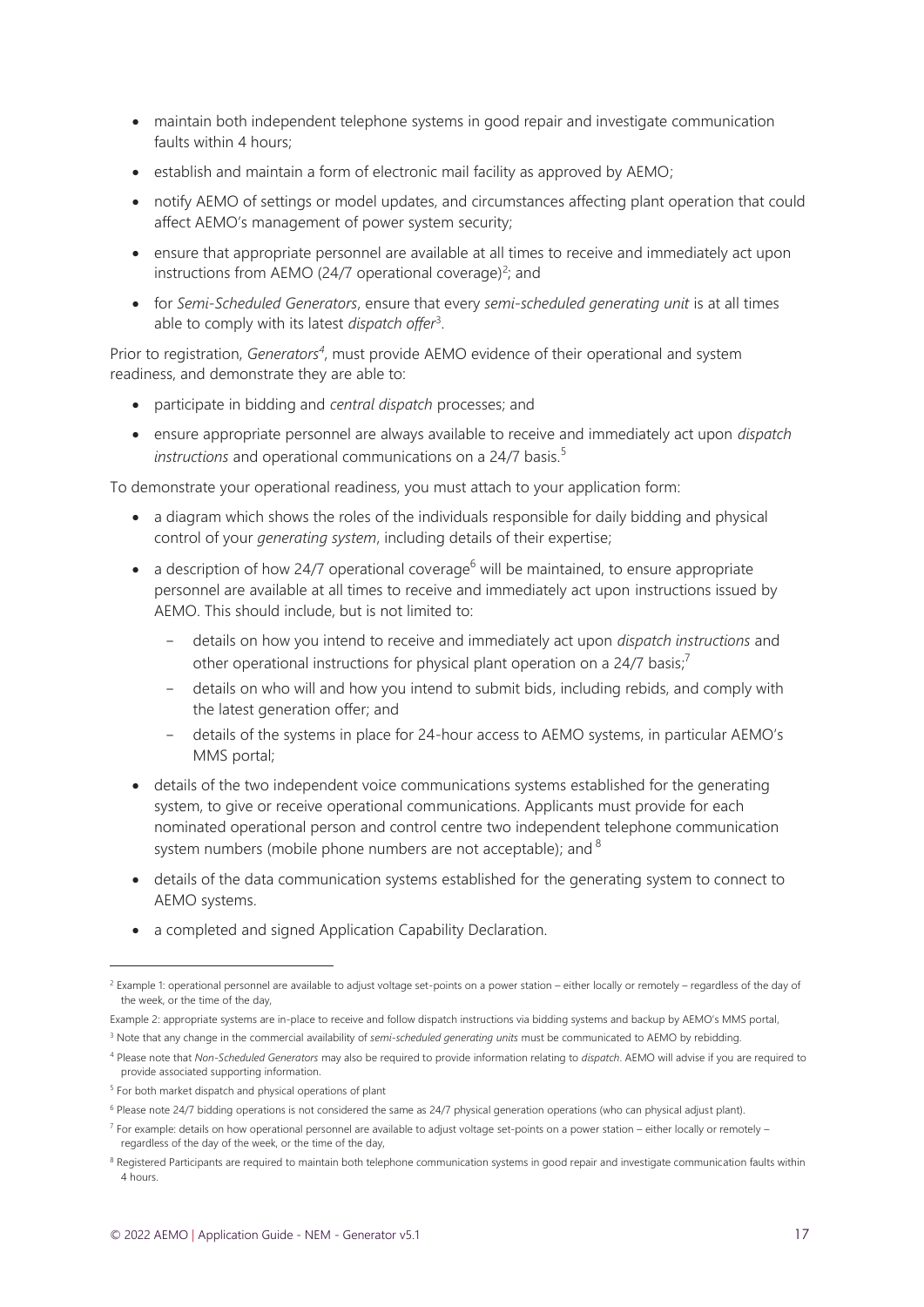- maintain both independent telephone systems in good repair and investigate communication faults within 4 hours;
- establish and maintain a form of electronic mail facility as approved by AEMO;
- notify AEMO of settings or model updates, and circumstances affecting plant operation that could affect AEMO's management of power system security;
- ensure that appropriate personnel are available at all times to receive and immediately act upon instructions from AEMO (24/7 operational coverage)[2]; and
- for *Semi-Scheduled Generators*, ensure that every *semi-scheduled generating unit* is at all times able to comply with its latest *dispatch offer*[3].

Prior to registration, *Generators*[4], must provide AEMO evidence of their operational and system readiness, and demonstrate they are able to:

- participate in bidding and *central dispatch* processes; and
- ensure appropriate personnel are always available to receive and immediately act upon *dispatch instructions* and operational communications on a 24/7 basis.[5]

To demonstrate your operational readiness, you must attach to your application form:

- a diagram which shows the roles of the individuals responsible for daily bidding and physical control of your *generating system*, including details of their expertise;
- a description of how 24/7 operational coverage[6] will be maintained, to ensure appropriate personnel are available at all times to receive and immediately act upon instructions issued by AEMO. This should include, but is not limited to:
  - details on how you intend to receive and immediately act upon *dispatch instructions* and other operational instructions for physical plant operation on a 24/7 basis;[7]
  - details on who will and how you intend to submit bids, including rebids, and comply with the latest generation offer; and
  - details of the systems in place for 24-hour access to AEMO systems, in particular AEMO's MMS portal;
- details of the two independent voice communications systems established for the generating system, to give or receive operational communications. Applicants must provide for each nominated operational person and control centre two independent telephone communication system numbers (mobile phone numbers are not acceptable); and [8]
- details of the data communication systems established for the generating system to connect to AEMO systems.
- a completed and signed Application Capability Declaration.

---

[2] Example 1: operational personnel are available to adjust voltage set-points on a power station – either locally or remotely – regardless of the day of the week, or the time of the day,

Example 2: appropriate systems are in-place to receive and follow dispatch instructions via bidding systems and backup by AEMO's MMS portal,

[3] Note that any change in the commercial availability of *semi-scheduled generating units* must be communicated to AEMO by rebidding.

[4] Please note that *Non-Scheduled Generators* may also be required to provide information relating to *dispatch*. AEMO will advise if you are required to provide associated supporting information.

[5] For both market dispatch and physical operations of plant

[6] Please note 24/7 bidding operations is not considered the same as 24/7 physical generation operations (who can physical adjust plant).

[7] For example: details on how operational personnel are available to adjust voltage set-points on a power station – either locally or remotely – regardless of the day of the week, or the time of the day,

[8] Registered Participants are required to maintain both telephone communication systems in good repair and investigate communication faults within 4 hours.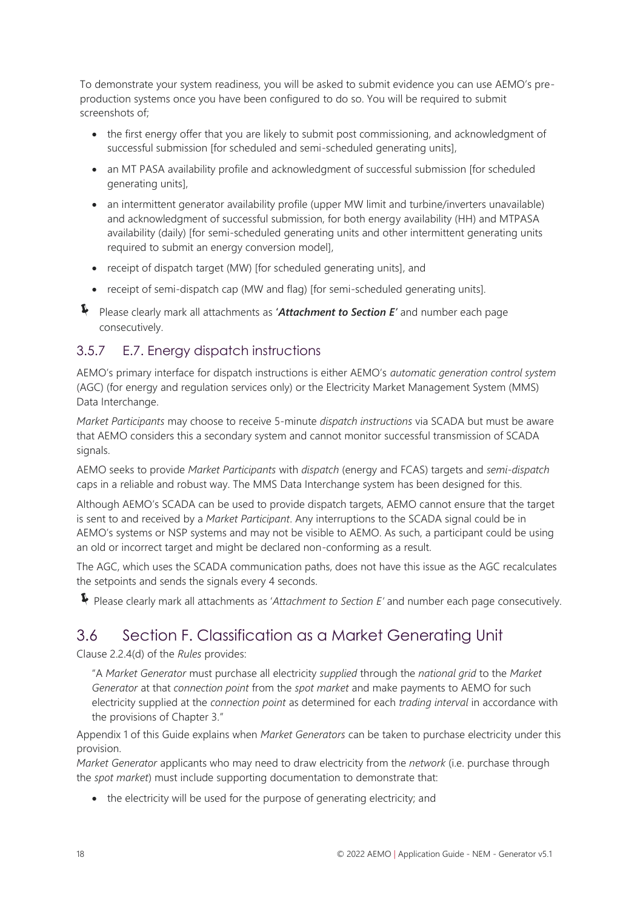To demonstrate your system readiness, you will be asked to submit evidence you can use AEMO's pre-production systems once you have been configured to do so. You will be required to submit screenshots of;

- the first energy offer that you are likely to submit post commissioning, and acknowledgment of successful submission [for scheduled and semi-scheduled generating units],
- an MT PASA availability profile and acknowledgment of successful submission [for scheduled generating units],
- an intermittent generator availability profile (upper MW limit and turbine/inverters unavailable) and acknowledgment of successful submission, for both energy availability (HH) and MTPASA availability (daily) [for semi-scheduled generating units and other intermittent generating units required to submit an energy conversion model],
- receipt of dispatch target (MW) [for scheduled generating units], and
- receipt of semi-dispatch cap (MW and flag) [for semi-scheduled generating units].

Please clearly mark all attachments as '***Attachment to Section E***' and number each page consecutively.

### 3.5.7 E.7. Energy dispatch instructions

AEMO's primary interface for dispatch instructions is either AEMO's *automatic generation control system* (AGC) (for energy and regulation services only) or the Electricity Market Management System (MMS) Data Interchange.

*Market Participants* may choose to receive 5-minute *dispatch instructions* via SCADA but must be aware that AEMO considers this a secondary system and cannot monitor successful transmission of SCADA signals.

AEMO seeks to provide *Market Participants* with *dispatch* (energy and FCAS) targets and *semi-dispatch* caps in a reliable and robust way. The MMS Data Interchange system has been designed for this.

Although AEMO's SCADA can be used to provide dispatch targets, AEMO cannot ensure that the target is sent to and received by a *Market Participant*. Any interruptions to the SCADA signal could be in AEMO's systems or NSP systems and may not be visible to AEMO. As such, a participant could be using an old or incorrect target and might be declared non-conforming as a result.

The AGC, which uses the SCADA communication paths, does not have this issue as the AGC recalculates the setpoints and sends the signals every 4 seconds.

Please clearly mark all attachments as '*Attachment to Section E*' and number each page consecutively.

## 3.6 Section F. Classification as a Market Generating Unit

Clause 2.2.4(d) of the *Rules* provides:

> "A *Market Generator* must purchase all electricity *supplied* through the *national grid* to the *Market Generator* at that *connection point* from the *spot market* and make payments to AEMO for such electricity supplied at the *connection point* as determined for each *trading interval* in accordance with the provisions of Chapter 3."

Appendix 1 of this Guide explains when *Market Generators* can be taken to purchase electricity under this provision.

*Market Generator* applicants who may need to draw electricity from the *network* (i.e. purchase through the *spot market*) must include supporting documentation to demonstrate that:

- the electricity will be used for the purpose of generating electricity; and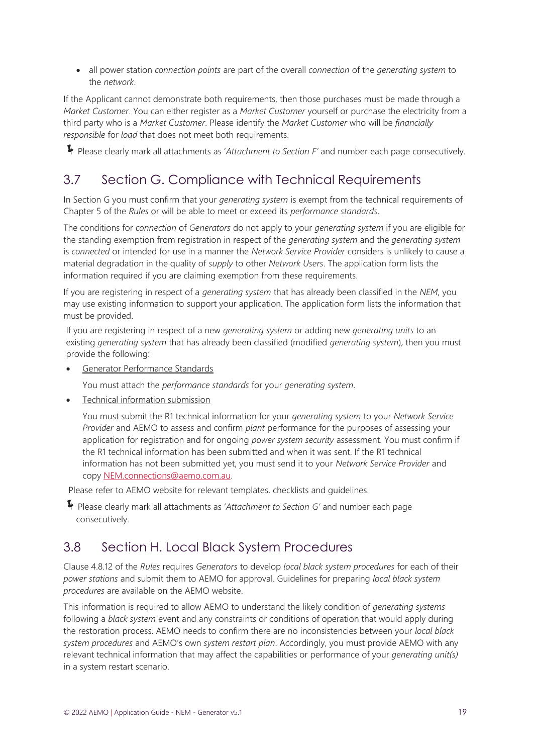- all power station *connection points* are part of the overall *connection* of the *generating system* to the *network*.

If the Applicant cannot demonstrate both requirements, then those purchases must be made through a *Market Customer*. You can either register as a *Market Customer* yourself or purchase the electricity from a third party who is a *Market Customer*. Please identify the *Market Customer* who will be *financially responsible* for *load* that does not meet both requirements.

Please clearly mark all attachments as '*Attachment to Section F'* and number each page consecutively.

## 3.7 Section G. Compliance with Technical Requirements

In Section G you must confirm that your *generating system* is exempt from the technical requirements of Chapter 5 of the *Rules* or will be able to meet or exceed its *performance standards*.

The conditions for *connection* of *Generators* do not apply to your *generating system* if you are eligible for the standing exemption from registration in respect of the *generating system* and the *generating system* is *connected* or intended for use in a manner the *Network Service Provider* considers is unlikely to cause a material degradation in the quality of *supply* to other *Network Users*. The application form lists the information required if you are claiming exemption from these requirements.

If you are registering in respect of a *generating system* that has already been classified in the *NEM*, you may use existing information to support your application. The application form lists the information that must be provided.

If you are registering in respect of a new *generating system* or adding new *generating units* to an existing *generating system* that has already been classified (modified *generating system*), then you must provide the following:

- Generator Performance Standards

  You must attach the *performance standards* for your *generating system*.

- Technical information submission

  You must submit the R1 technical information for your *generating system* to your *Network Service Provider* and AEMO to assess and confirm *plant* performance for the purposes of assessing your application for registration and for ongoing *power system security* assessment. You must confirm if the R1 technical information has been submitted and when it was sent. If the R1 technical information has not been submitted yet, you must send it to your *Network Service Provider* and copy NEM.connections@aemo.com.au.

Please refer to AEMO website for relevant templates, checklists and guidelines.

Please clearly mark all attachments as '*Attachment to Section G'* and number each page consecutively.

## 3.8 Section H. Local Black System Procedures

Clause 4.8.12 of the *Rules* requires *Generators* to develop *local black system procedures* for each of their *power stations* and submit them to AEMO for approval. Guidelines for preparing *local black system procedures* are available on the AEMO website.

This information is required to allow AEMO to understand the likely condition of *generating systems* following a *black system* event and any constraints or conditions of operation that would apply during the restoration process. AEMO needs to confirm there are no inconsistencies between your *local black system procedures* and AEMO's own *system restart plan*. Accordingly, you must provide AEMO with any relevant technical information that may affect the capabilities or performance of your *generating unit(s)* in a system restart scenario.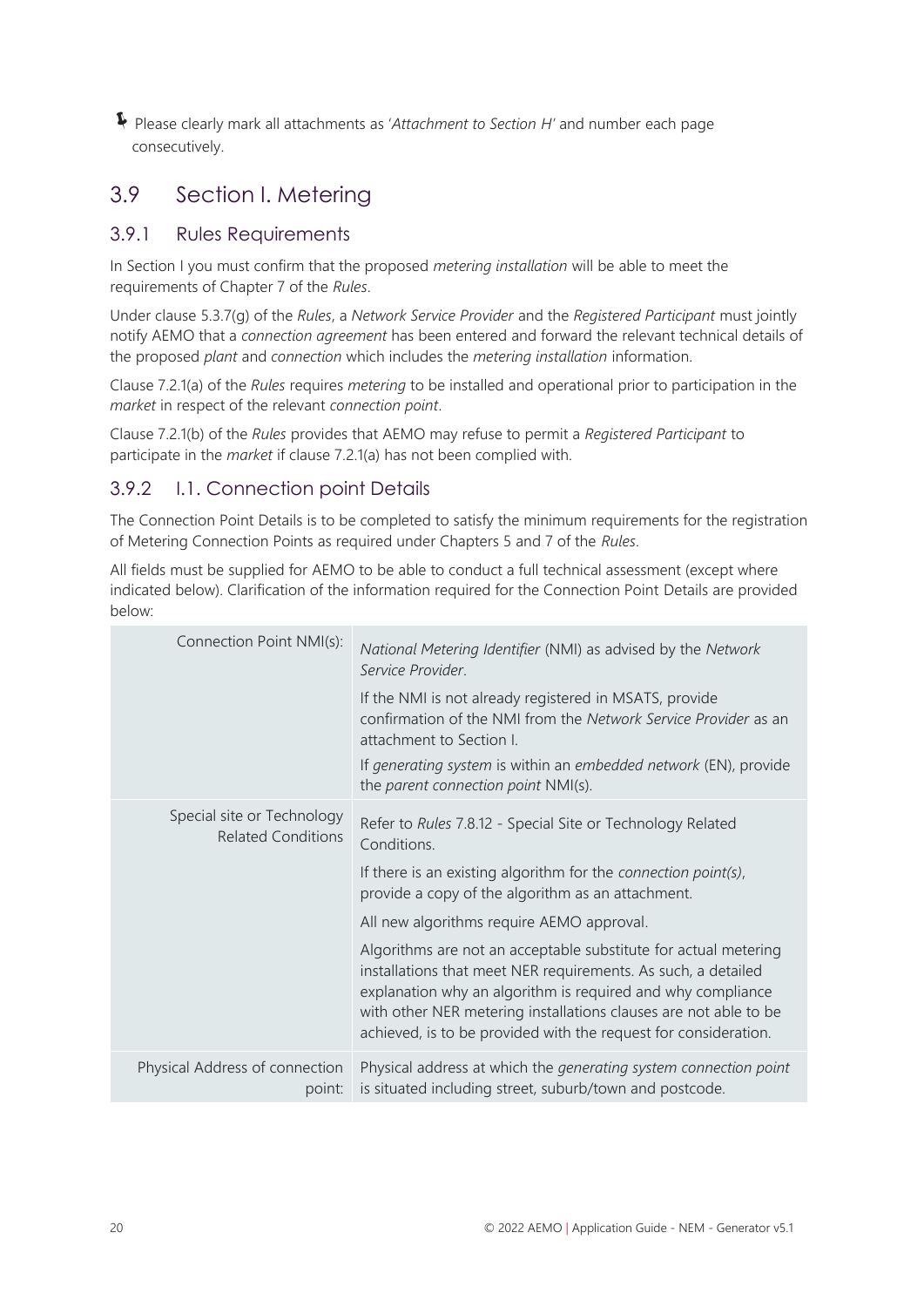Please clearly mark all attachments as '*Attachment to Section H*' and number each page consecutively.

## 3.9 Section I. Metering

### 3.9.1 Rules Requirements

In Section I you must confirm that the proposed *metering installation* will be able to meet the requirements of Chapter 7 of the *Rules*.

Under clause 5.3.7(g) of the *Rules*, a *Network Service Provider* and the *Registered Participant* must jointly notify AEMO that a *connection agreement* has been entered and forward the relevant technical details of the proposed *plant* and *connection* which includes the *metering installation* information.

Clause 7.2.1(a) of the *Rules* requires *metering* to be installed and operational prior to participation in the *market* in respect of the relevant *connection point*.

Clause 7.2.1(b) of the *Rules* provides that AEMO may refuse to permit a *Registered Participant* to participate in the *market* if clause 7.2.1(a) has not been complied with.

### 3.9.2 I.1. Connection point Details

The Connection Point Details is to be completed to satisfy the minimum requirements for the registration of Metering Connection Points as required under Chapters 5 and 7 of the *Rules*.

All fields must be supplied for AEMO to be able to conduct a full technical assessment (except where indicated below). Clarification of the information required for the Connection Point Details are provided below:

| | |
|---|---|
| Connection Point NMI(s): | *National Metering Identifier* (NMI) as advised by the *Network Service Provider*.<br><br>If the NMI is not already registered in MSATS, provide confirmation of the NMI from the *Network Service Provider* as an attachment to Section I.<br><br>If *generating system* is within an *embedded network* (EN), provide the *parent connection point* NMI(s). |
| Special site or Technology Related Conditions | Refer to *Rules* 7.8.12 - Special Site or Technology Related Conditions.<br><br>If there is an existing algorithm for the *connection point(s)*, provide a copy of the algorithm as an attachment.<br><br>All new algorithms require AEMO approval.<br><br>Algorithms are not an acceptable substitute for actual metering installations that meet NER requirements. As such, a detailed explanation why an algorithm is required and why compliance with other NER metering installations clauses are not able to be achieved, is to be provided with the request for consideration. |
| Physical Address of connection point: | Physical address at which the *generating system connection point* is situated including street, suburb/town and postcode. |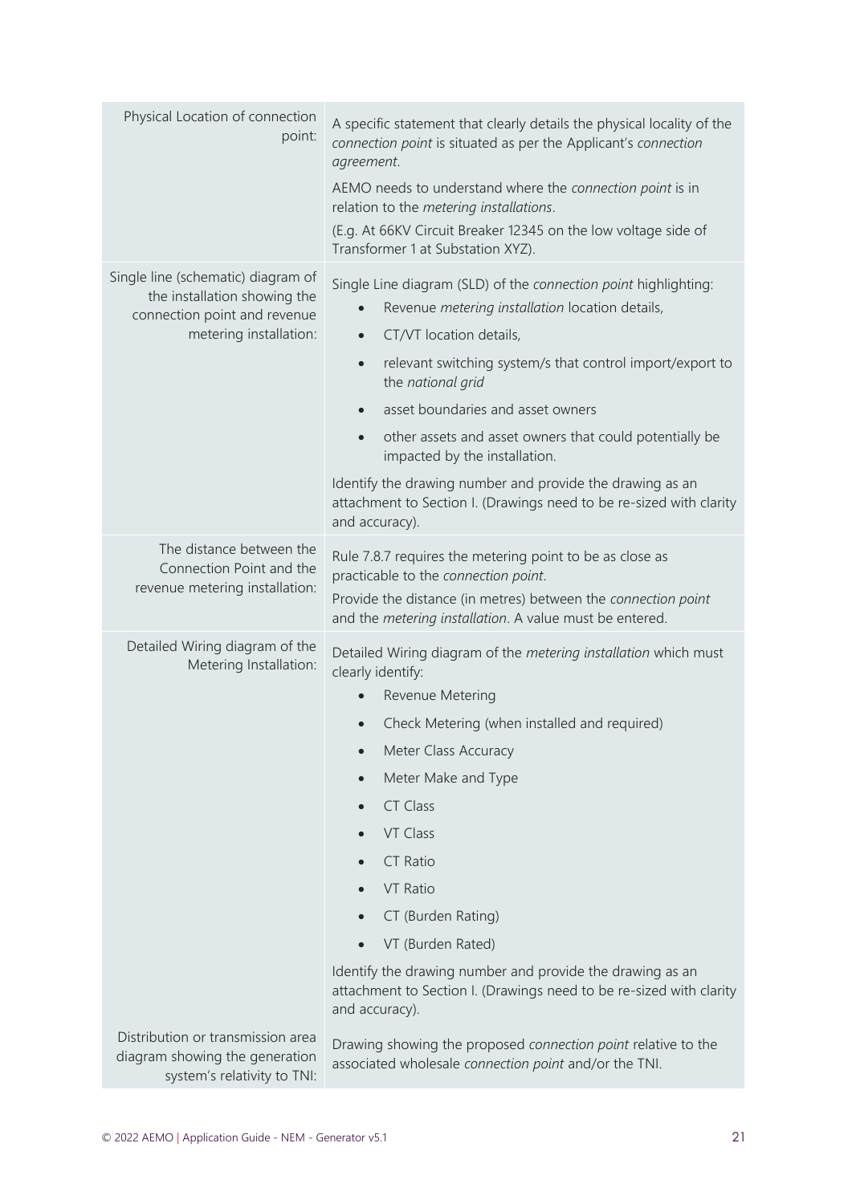| | |
|---|---|
| Physical Location of connection point: | A specific statement that clearly details the physical locality of the *connection point* is situated as per the Applicant's *connection agreement*.<br><br>AEMO needs to understand where the *connection point* is in relation to the *metering installations*.<br><br>(E.g. At 66KV Circuit Breaker 12345 on the low voltage side of Transformer 1 at Substation XYZ). |
| Single line (schematic) diagram of the installation showing the connection point and revenue metering installation: | Single Line diagram (SLD) of the *connection point* highlighting:<br>• Revenue *metering installation* location details,<br>• CT/VT location details,<br>• relevant switching system/s that control import/export to the *national grid*<br>• asset boundaries and asset owners<br>• other assets and asset owners that could potentially be impacted by the installation.<br><br>Identify the drawing number and provide the drawing as an attachment to Section I. (Drawings need to be re-sized with clarity and accuracy). |
| The distance between the Connection Point and the revenue metering installation: | Rule 7.8.7 requires the metering point to be as close as practicable to the *connection point*.<br><br>Provide the distance (in metres) between the *connection point* and the *metering installation*. A value must be entered. |
| Detailed Wiring diagram of the Metering Installation: | Detailed Wiring diagram of the *metering installation* which must clearly identify:<br>• Revenue Metering<br>• Check Metering (when installed and required)<br>• Meter Class Accuracy<br>• Meter Make and Type<br>• CT Class<br>• VT Class<br>• CT Ratio<br>• VT Ratio<br>• CT (Burden Rating)<br>• VT (Burden Rated)<br><br>Identify the drawing number and provide the drawing as an attachment to Section I. (Drawings need to be re-sized with clarity and accuracy). |
| Distribution or transmission area diagram showing the generation system's relativity to TNI: | Drawing showing the proposed *connection point* relative to the associated wholesale *connection point* and/or the TNI. |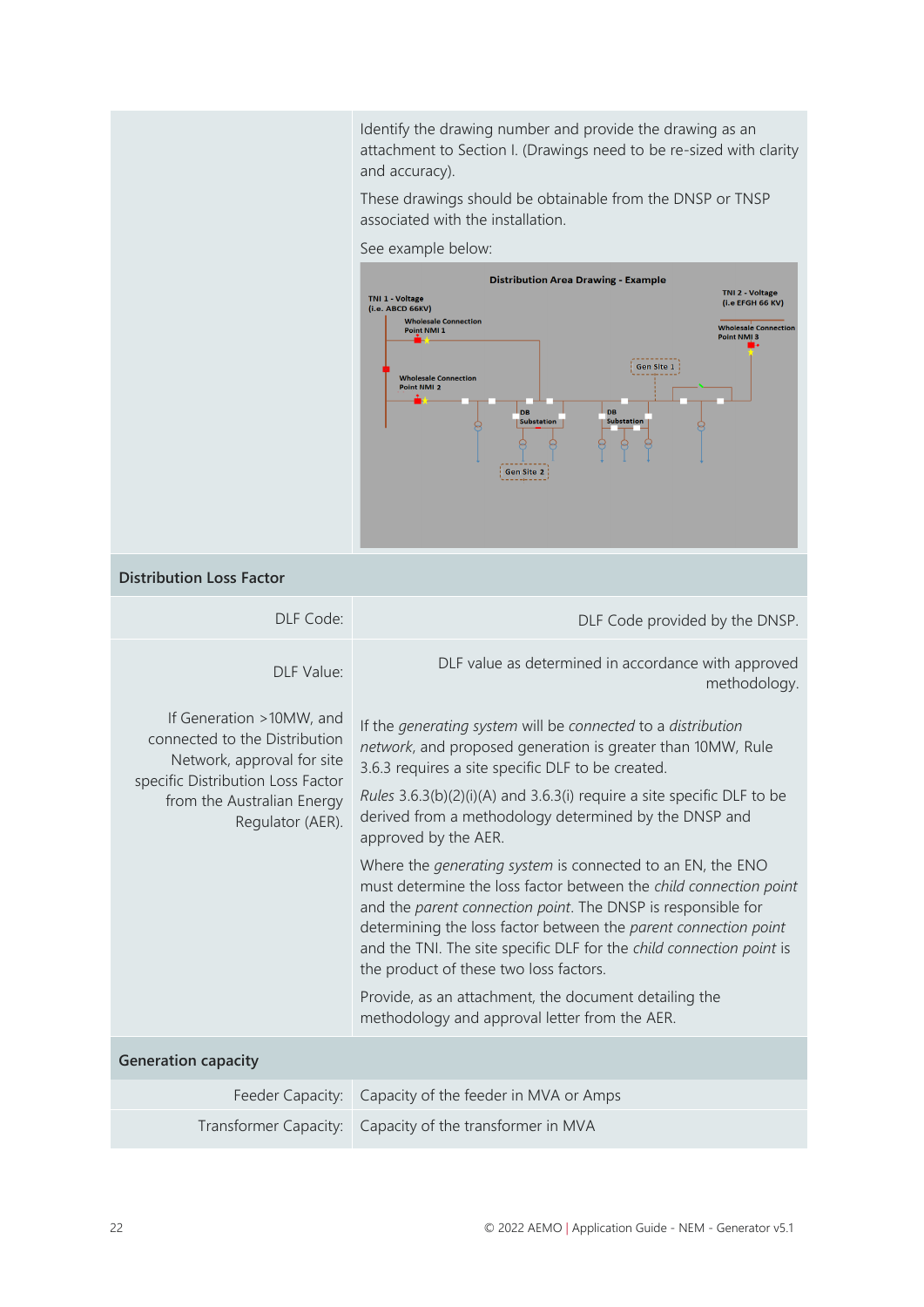| | |
|---|---|
| | Identify the drawing number and provide the drawing as an attachment to Section I. (Drawings need to be re-sized with clarity and accuracy).<br><br>These drawings should be obtainable from the DNSP or TNSP associated with the installation.<br><br>See example below: |
| **Distribution Loss Factor** | |
| DLF Code: | DLF Code provided by the DNSP. |
| DLF Value:<br><br>If Generation >10MW, and connected to the Distribution Network, approval for site specific Distribution Loss Factor from the Australian Energy Regulator (AER). | DLF value as determined in accordance with approved methodology.<br><br>If the *generating system* will be *connected* to a *distribution network*, and proposed generation is greater than 10MW, Rule 3.6.3 requires a site specific DLF to be created.<br><br>*Rules* 3.6.3(b)(2)(i)(A) and 3.6.3(i) require a site specific DLF to be derived from a methodology determined by the DNSP and approved by the AER.<br><br>Where the *generating system* is connected to an EN, the ENO must determine the loss factor between the *child connection point* and the *parent connection point*. The DNSP is responsible for determining the loss factor between the *parent connection point* and the TNI. The site specific DLF for the *child connection point* is the product of these two loss factors.<br><br>Provide, as an attachment, the document detailing the methodology and approval letter from the AER. |
| **Generation capacity** | |
| Feeder Capacity: | Capacity of the feeder in MVA or Amps |
| Transformer Capacity: | Capacity of the transformer in MVA |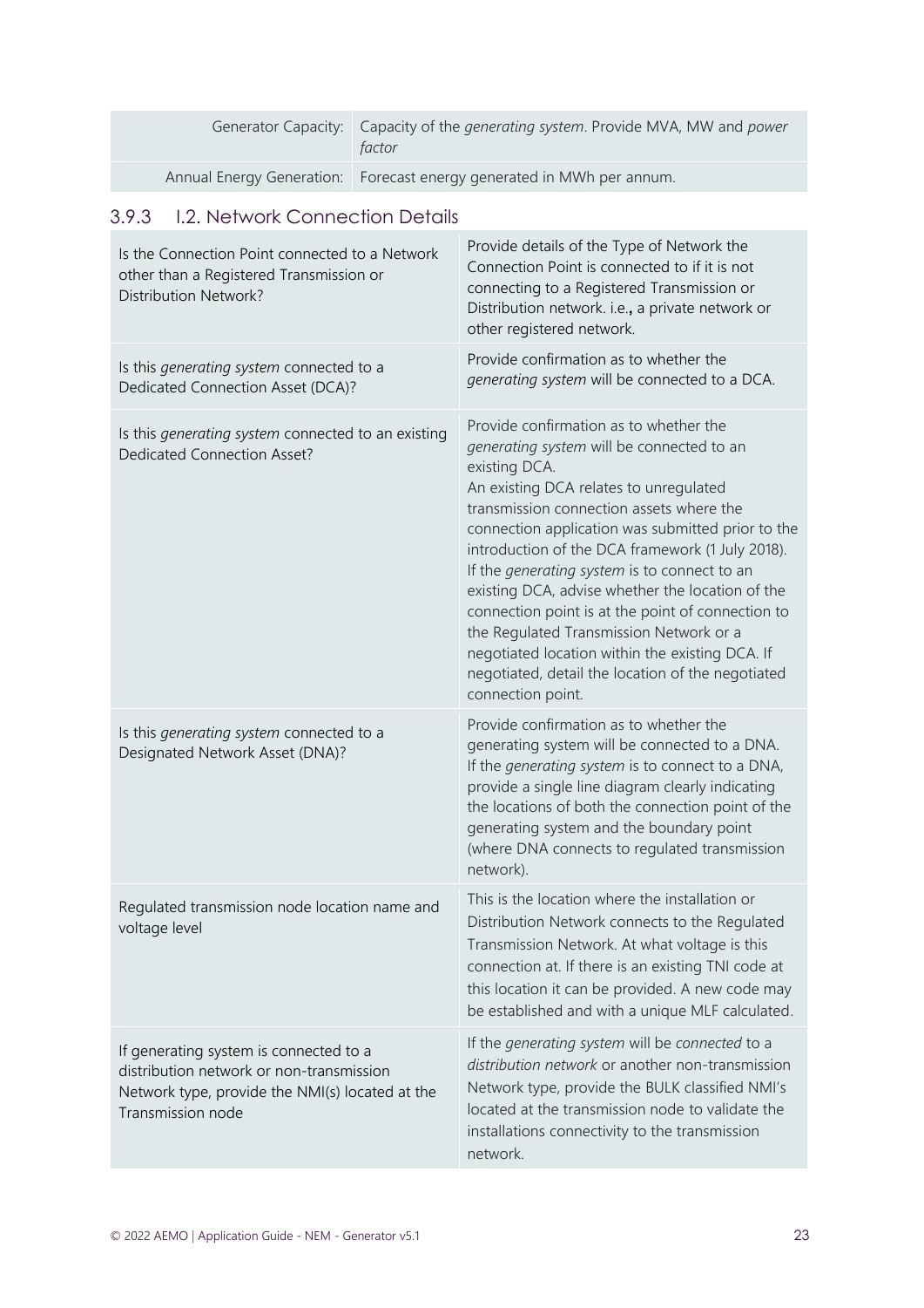| | |
|---|---|
| Generator Capacity: | Capacity of the *generating system*. Provide MVA, MW and *power factor* |
| Annual Energy Generation: | Forecast energy generated in MWh per annum. |

### 3.9.3 I.2. Network Connection Details

| | |
|---|---|
| Is the Connection Point connected to a Network other than a Registered Transmission or Distribution Network? | Provide details of the Type of Network the Connection Point is connected to if it is not connecting to a Registered Transmission or Distribution network. i.e., a private network or other registered network. |
| Is this *generating system* connected to a Dedicated Connection Asset (DCA)? | Provide confirmation as to whether the *generating system* will be connected to a DCA. |
| Is this *generating system* connected to an existing Dedicated Connection Asset? | Provide confirmation as to whether the *generating system* will be connected to an existing DCA.<br>An existing DCA relates to unregulated transmission connection assets where the connection application was submitted prior to the introduction of the DCA framework (1 July 2018).<br>If the *generating system* is to connect to an existing DCA, advise whether the location of the connection point is at the point of connection to the Regulated Transmission Network or a negotiated location within the existing DCA. If negotiated, detail the location of the negotiated connection point. |
| Is this *generating system* connected to a Designated Network Asset (DNA)? | Provide confirmation as to whether the generating system will be connected to a DNA.<br>If the *generating system* is to connect to a DNA, provide a single line diagram clearly indicating the locations of both the connection point of the generating system and the boundary point (where DNA connects to regulated transmission network). |
| Regulated transmission node location name and voltage level | This is the location where the installation or Distribution Network connects to the Regulated Transmission Network. At what voltage is this connection at. If there is an existing TNI code at this location it can be provided. A new code may be established and with a unique MLF calculated. |
| If generating system is connected to a distribution network or non-transmission Network type, provide the NMI(s) located at the Transmission node | If the *generating system* will be *connected* to a *distribution network* or another non-transmission Network type, provide the BULK classified NMI's located at the transmission node to validate the installations connectivity to the transmission network. |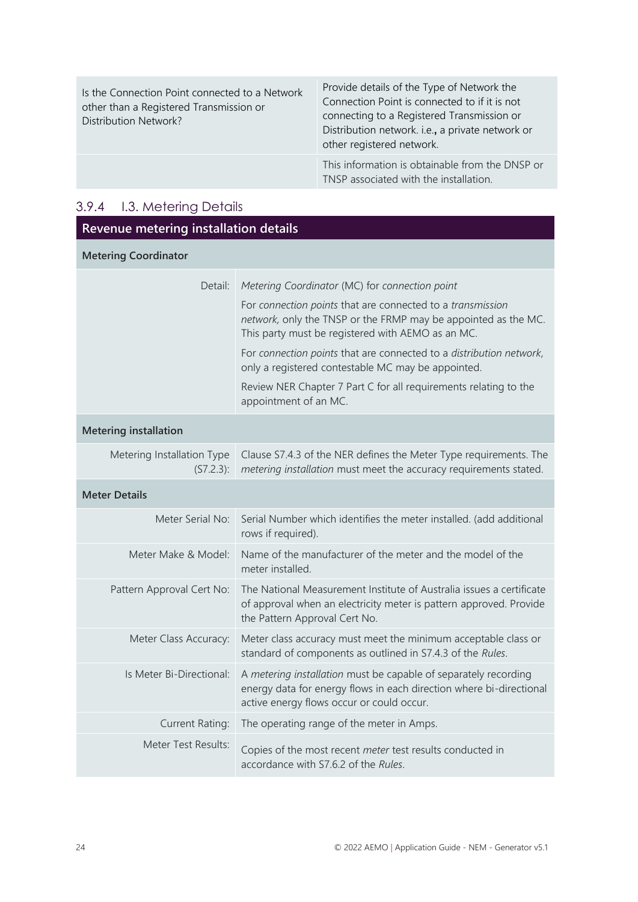| Is the Connection Point connected to a Network other than a Registered Transmission or Distribution Network? | Provide details of the Type of Network the Connection Point is connected to if it is not connecting to a Registered Transmission or Distribution network. i.e., a private network or other registered network. |
| --- | --- |
| | This information is obtainable from the DNSP or TNSP associated with the installation. |

### 3.9.4 I.3. Metering Details

| **Revenue metering installation details** | |
| --- | --- |
| **Metering Coordinator** | |
| Detail: | *Metering Coordinator* (MC) for *connection point*<br><br>For *connection points* that are connected to a *transmission network*, only the TNSP or the FRMP may be appointed as the MC. This party must be registered with AEMO as an MC.<br><br>For *connection points* that are connected to a *distribution network*, only a registered contestable MC may be appointed.<br><br>Review NER Chapter 7 Part C for all requirements relating to the appointment of an MC. |
| **Metering installation** | |
| Metering Installation Type (S7.2.3): | Clause S7.4.3 of the NER defines the Meter Type requirements. The *metering installation* must meet the accuracy requirements stated. |
| **Meter Details** | |
| Meter Serial No: | Serial Number which identifies the meter installed. (add additional rows if required). |
| Meter Make & Model: | Name of the manufacturer of the meter and the model of the meter installed. |
| Pattern Approval Cert No: | The National Measurement Institute of Australia issues a certificate of approval when an electricity meter is pattern approved. Provide the Pattern Approval Cert No. |
| Meter Class Accuracy: | Meter class accuracy must meet the minimum acceptable class or standard of components as outlined in S7.4.3 of the *Rules*. |
| Is Meter Bi-Directional: | A *metering installation* must be capable of separately recording energy data for energy flows in each direction where bi-directional active energy flows occur or could occur. |
| Current Rating: | The operating range of the meter in Amps. |
| Meter Test Results: | Copies of the most recent *meter* test results conducted in accordance with S7.6.2 of the *Rules*. |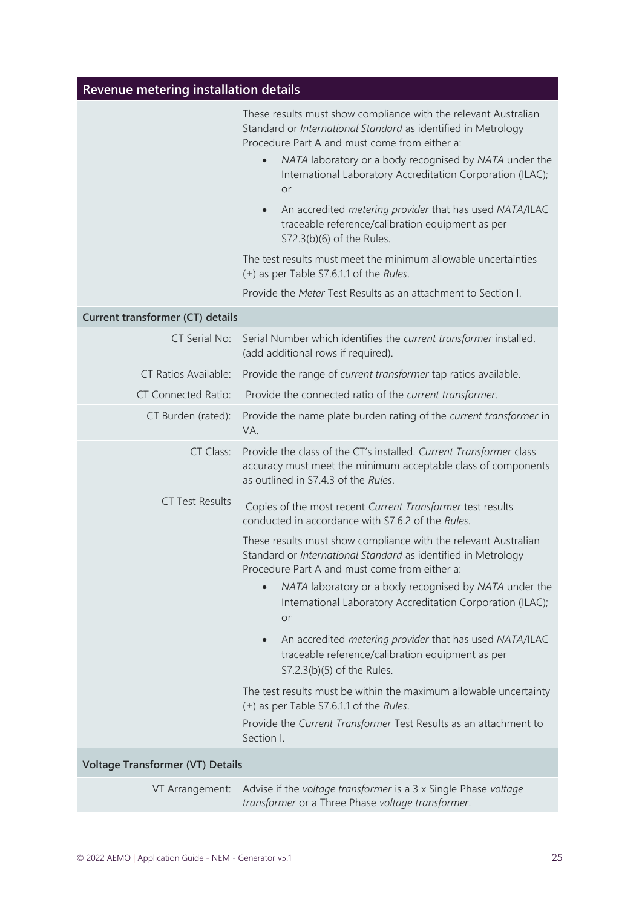| Revenue metering installation details | |
|---|---|
| | These results must show compliance with the relevant Australian Standard or *International Standard* as identified in Metrology Procedure Part A and must come from either a:<br>• *NATA* laboratory or a body recognised by *NATA* under the International Laboratory Accreditation Corporation (ILAC); or<br>• An accredited *metering provider* that has used *NATA*/ILAC traceable reference/calibration equipment as per S72.3(b)(6) of the Rules.<br>The test results must meet the minimum allowable uncertainties (±) as per Table S7.6.1.1 of the *Rules*.<br>Provide the *Meter* Test Results as an attachment to Section I. |
| **Current transformer (CT) details** | |
| CT Serial No: | Serial Number which identifies the *current transformer* installed. (add additional rows if required). |
| CT Ratios Available: | Provide the range of *current transformer* tap ratios available. |
| CT Connected Ratio: | Provide the connected ratio of the *current transformer*. |
| CT Burden (rated): | Provide the name plate burden rating of the *current transformer* in VA. |
| CT Class: | Provide the class of the CT's installed. *Current Transformer* class accuracy must meet the minimum acceptable class of components as outlined in S7.4.3 of the *Rules*. |
| CT Test Results | Copies of the most recent *Current Transformer* test results conducted in accordance with S7.6.2 of the *Rules*.<br>These results must show compliance with the relevant Australian Standard or *International Standard* as identified in Metrology Procedure Part A and must come from either a:<br>• *NATA* laboratory or a body recognised by *NATA* under the International Laboratory Accreditation Corporation (ILAC); or<br>• An accredited *metering provider* that has used *NATA*/ILAC traceable reference/calibration equipment as per S7.2.3(b)(5) of the Rules.<br>The test results must be within the maximum allowable uncertainty (±) as per Table S7.6.1.1 of the *Rules*.<br>Provide the *Current Transformer* Test Results as an attachment to Section I. |
| **Voltage Transformer (VT) Details** | |
| VT Arrangement: | Advise if the *voltage transformer* is a 3 x Single Phase *voltage transformer* or a Three Phase *voltage transformer*. |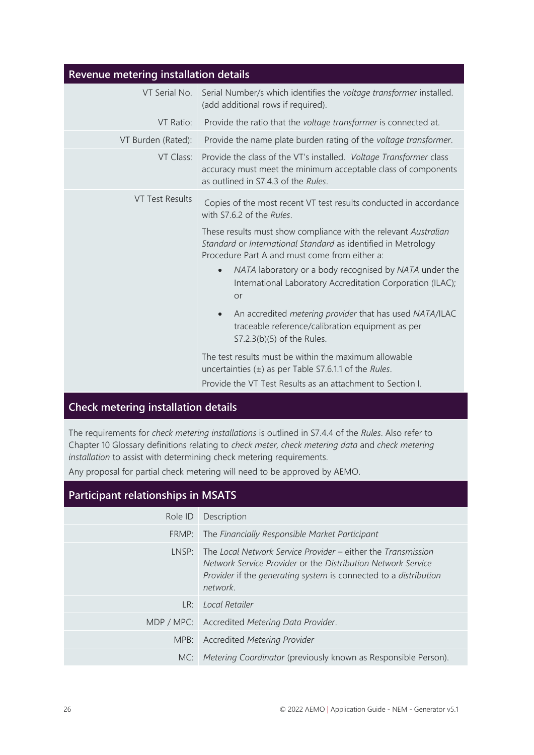## Revenue metering installation details

| | |
|---|---|
| VT Serial No. | Serial Number/s which identifies the *voltage transformer* installed. (add additional rows if required). |
| VT Ratio: | Provide the ratio that the *voltage transformer* is connected at. |
| VT Burden (Rated): | Provide the name plate burden rating of the *voltage transformer*. |
| VT Class: | Provide the class of the VT's installed. *Voltage Transformer* class accuracy must meet the minimum acceptable class of components as outlined in S7.4.3 of the *Rules*. |
| VT Test Results | Copies of the most recent VT test results conducted in accordance with S7.6.2 of the *Rules*.<br><br>These results must show compliance with the relevant *Australian Standard* or *International Standard* as identified in Metrology Procedure Part A and must come from either a:<br><br>• *NATA* laboratory or a body recognised by *NATA* under the International Laboratory Accreditation Corporation (ILAC); or<br><br>• An accredited *metering provider* that has used *NATA*/ILAC traceable reference/calibration equipment as per S7.2.3(b)(5) of the Rules.<br><br>The test results must be within the maximum allowable uncertainties (±) as per Table S7.6.1.1 of the *Rules*.<br>Provide the VT Test Results as an attachment to Section I. |

## Check metering installation details

The requirements for *check metering installations* is outlined in S7.4.4 of the *Rules*. Also refer to Chapter 10 Glossary definitions relating to *check meter, check metering data* and *check metering installation* to assist with determining check metering requirements.

Any proposal for partial check metering will need to be approved by AEMO.

## Participant relationships in MSATS

| Role ID | Description |
|---|---|
| FRMP: | The *Financially Responsible Market Participant* |
| LNSP: | The *Local Network Service Provider* – either the *Transmission Network Service Provider* or the *Distribution Network Service Provider* if the *generating system* is connected to a *distribution network*. |
| LR: | *Local Retailer* |
| MDP / MPC: | Accredited *Metering Data Provider*. |
| MPB: | Accredited *Metering Provider* |
| MC: | *Metering Coordinator* (previously known as Responsible Person). |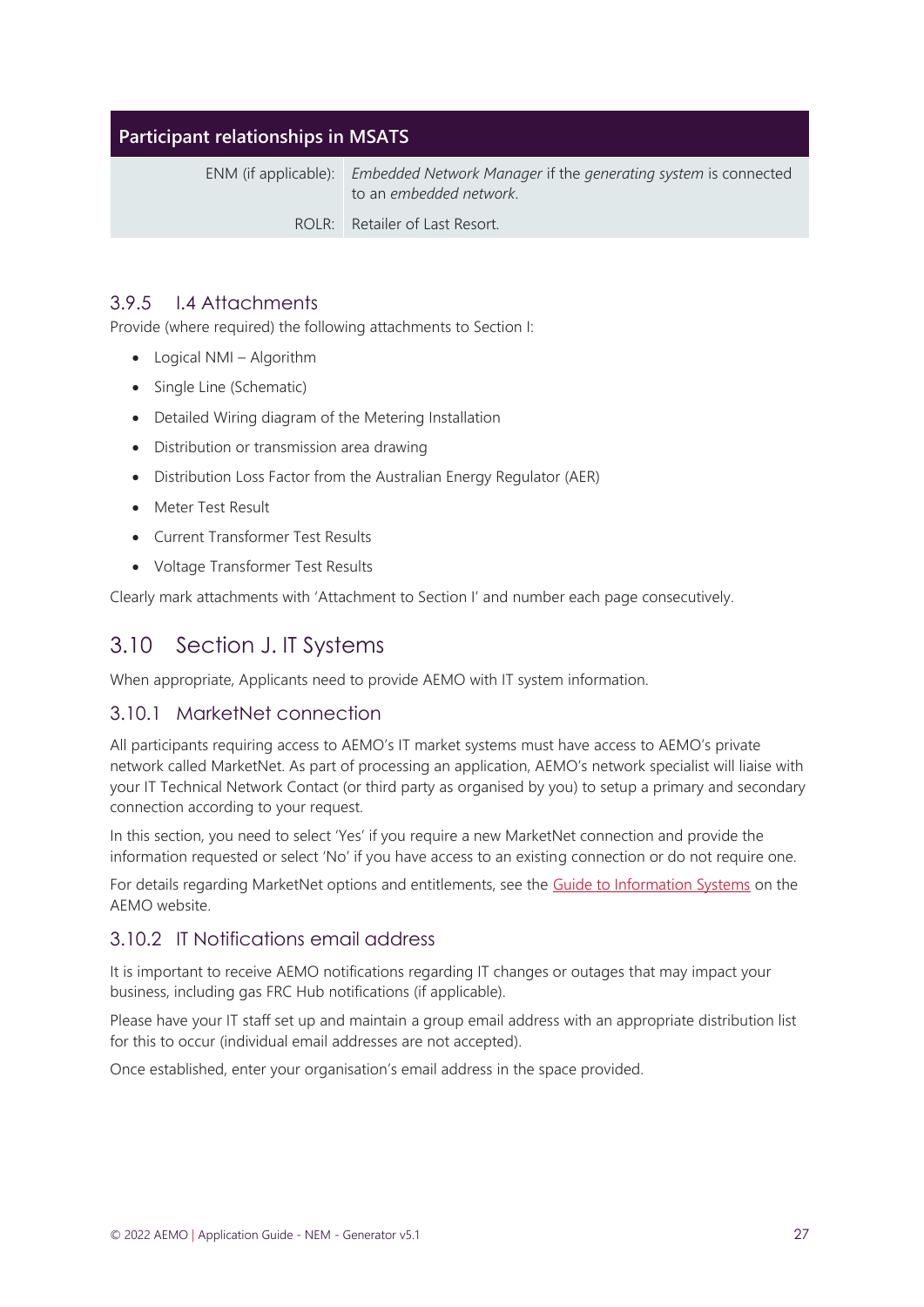| Participant relationships in MSATS | |
|---|---|
| ENM (if applicable): | *Embedded Network Manager* if the *generating system* is connected to an *embedded network*. |
| ROLR: | Retailer of Last Resort. |

### 3.9.5 I.4 Attachments

Provide (where required) the following attachments to Section I:

- Logical NMI – Algorithm
- Single Line (Schematic)
- Detailed Wiring diagram of the Metering Installation
- Distribution or transmission area drawing
- Distribution Loss Factor from the Australian Energy Regulator (AER)
- Meter Test Result
- Current Transformer Test Results
- Voltage Transformer Test Results

Clearly mark attachments with 'Attachment to Section I' and number each page consecutively.

## 3.10 Section J. IT Systems

When appropriate, Applicants need to provide AEMO with IT system information.

### 3.10.1 MarketNet connection

All participants requiring access to AEMO's IT market systems must have access to AEMO's private network called MarketNet. As part of processing an application, AEMO's network specialist will liaise with your IT Technical Network Contact (or third party as organised by you) to setup a primary and secondary connection according to your request.

In this section, you need to select 'Yes' if you require a new MarketNet connection and provide the information requested or select 'No' if you have access to an existing connection or do not require one.

For details regarding MarketNet options and entitlements, see the Guide to Information Systems on the AEMO website.

### 3.10.2 IT Notifications email address

It is important to receive AEMO notifications regarding IT changes or outages that may impact your business, including gas FRC Hub notifications (if applicable).

Please have your IT staff set up and maintain a group email address with an appropriate distribution list for this to occur (individual email addresses are not accepted).

Once established, enter your organisation's email address in the space provided.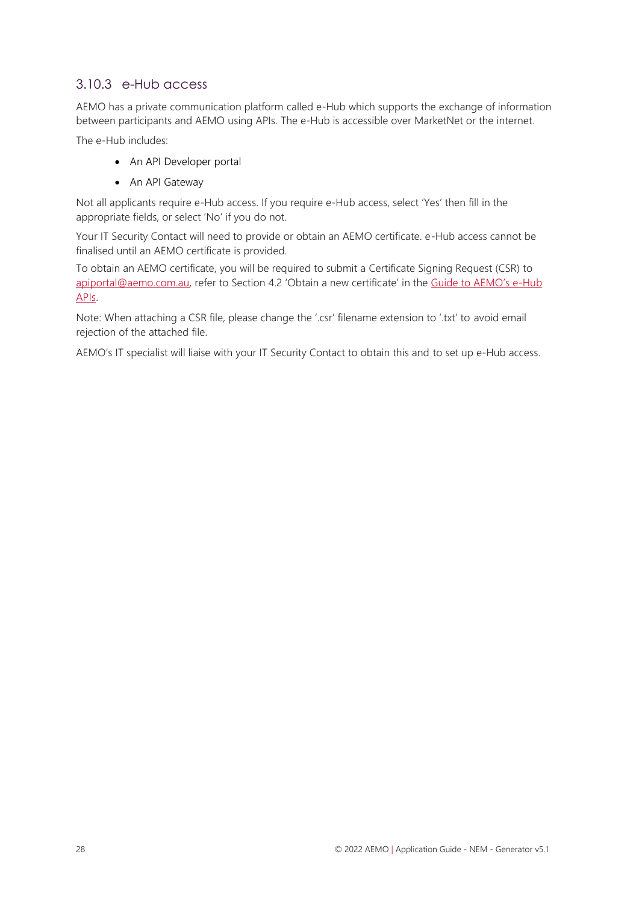### 3.10.3 e-Hub access

AEMO has a private communication platform called e-Hub which supports the exchange of information between participants and AEMO using APIs. The e-Hub is accessible over MarketNet or the internet.

The e-Hub includes:

- An API Developer portal
- An API Gateway

Not all applicants require e-Hub access. If you require e-Hub access, select 'Yes' then fill in the appropriate fields, or select 'No' if you do not.

Your IT Security Contact will need to provide or obtain an AEMO certificate. e-Hub access cannot be finalised until an AEMO certificate is provided.

To obtain an AEMO certificate, you will be required to submit a Certificate Signing Request (CSR) to apiportal@aemo.com.au, refer to Section 4.2 'Obtain a new certificate' in the Guide to AEMO's e-Hub APIs.

Note: When attaching a CSR file, please change the '.csr' filename extension to '.txt' to avoid email rejection of the attached file.

AEMO's IT specialist will liaise with your IT Security Contact to obtain this and to set up e-Hub access.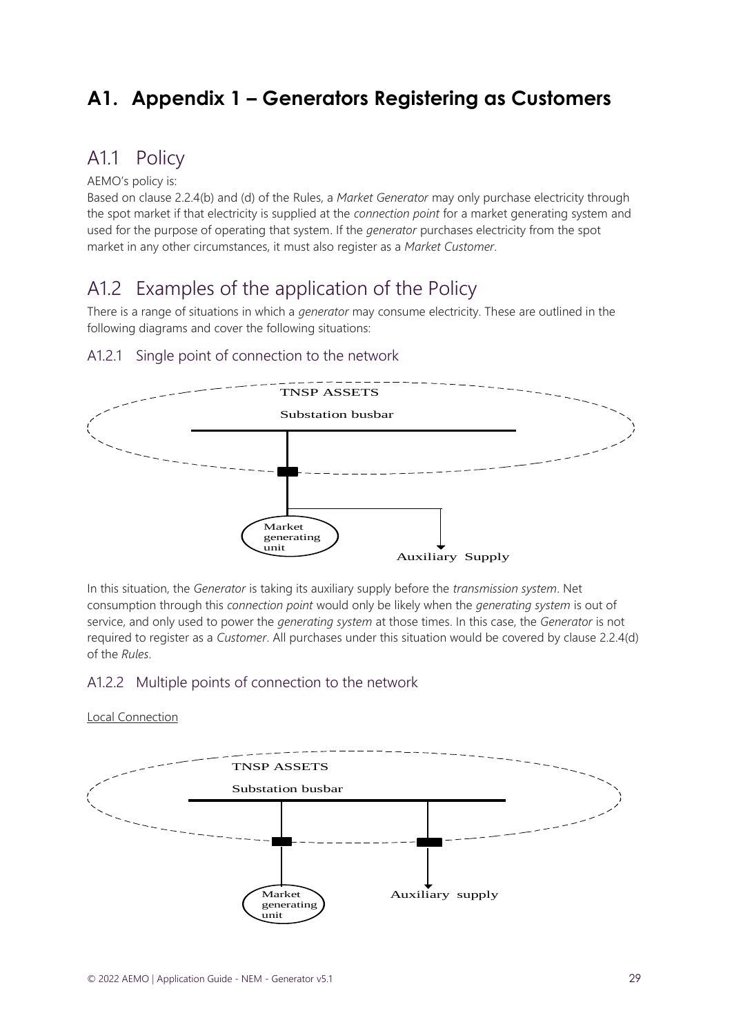# A1. Appendix 1 – Generators Registering as Customers

## A1.1 Policy

AEMO's policy is:

Based on clause 2.2.4(b) and (d) of the Rules, a *Market Generator* may only purchase electricity through the spot market if that electricity is supplied at the *connection point* for a market generating system and used for the purpose of operating that system. If the *generator* purchases electricity from the spot market in any other circumstances, it must also register as a *Market Customer*.

## A1.2 Examples of the application of the Policy

There is a range of situations in which a *generator* may consume electricity. These are outlined in the following diagrams and cover the following situations:

### A1.2.1 Single point of connection to the network

TNSP ASSETS

Substation busbar

Market generating unit

Auxiliary Supply

In this situation, the *Generator* is taking its auxiliary supply before the *transmission system*. Net consumption through this *connection point* would only be likely when the *generating system* is out of service, and only used to power the *generating system* at those times. In this case, the *Generator* is not required to register as a *Customer*. All purchases under this situation would be covered by clause 2.2.4(d) of the *Rules*.

### A1.2.2 Multiple points of connection to the network

Local Connection

TNSP ASSETS

Substation busbar

Market generating unit

Auxiliary supply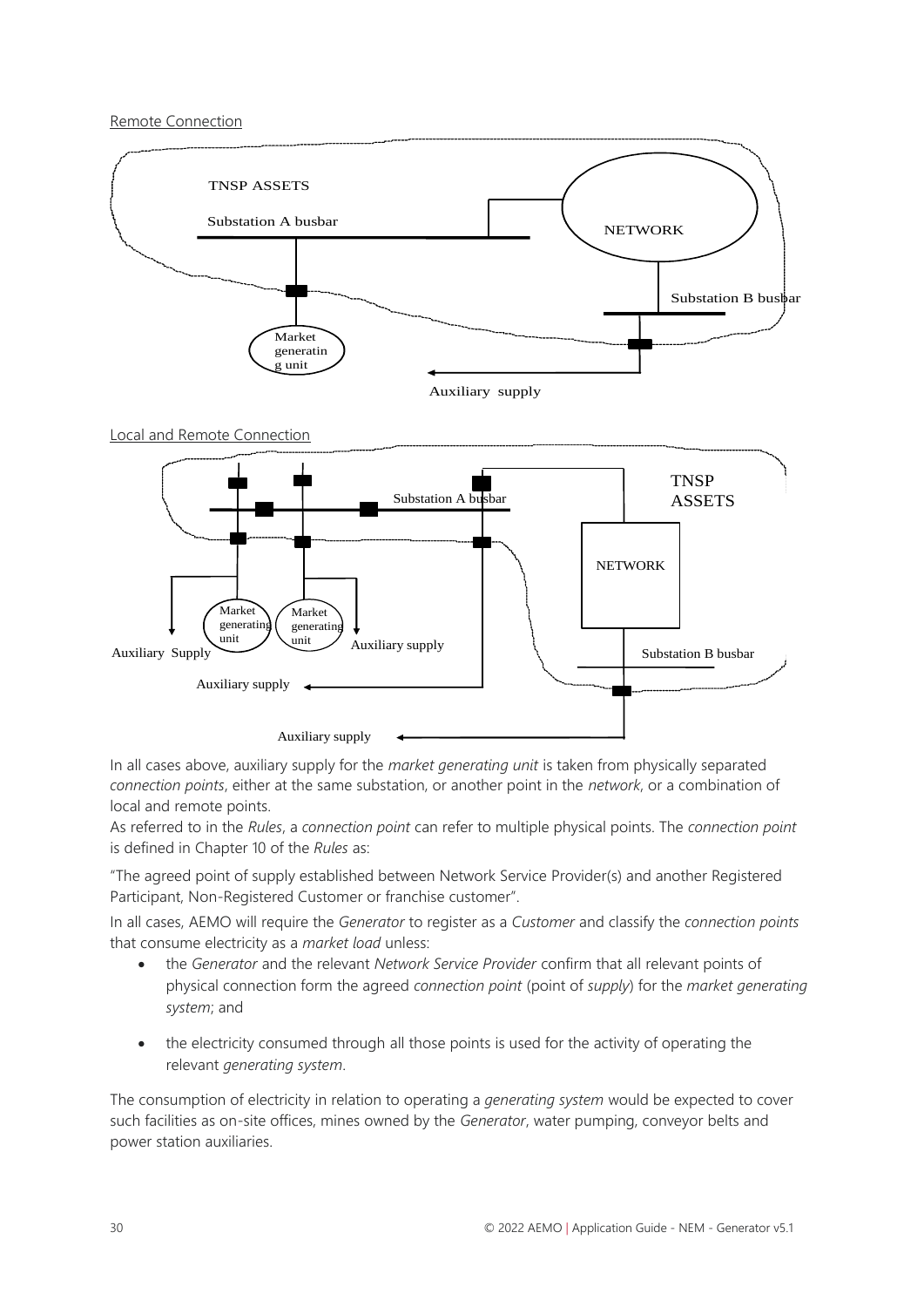Remote Connection

Local and Remote Connection

In all cases above, auxiliary supply for the *market generating unit* is taken from physically separated *connection points*, either at the same substation, or another point in the *network*, or a combination of local and remote points.

As referred to in the *Rules*, a *connection point* can refer to multiple physical points. The *connection point* is defined in Chapter 10 of the *Rules* as:

"The agreed point of supply established between Network Service Provider(s) and another Registered Participant, Non-Registered Customer or franchise customer".

In all cases, AEMO will require the *Generator* to register as a *Customer* and classify the *connection points* that consume electricity as a *market load* unless:

- the *Generator* and the relevant *Network Service Provider* confirm that all relevant points of physical connection form the agreed *connection point* (point of *supply*) for the *market generating system*; and
- the electricity consumed through all those points is used for the activity of operating the relevant *generating system*.

The consumption of electricity in relation to operating a *generating system* would be expected to cover such facilities as on-site offices, mines owned by the *Generator*, water pumping, conveyor belts and power station auxiliaries.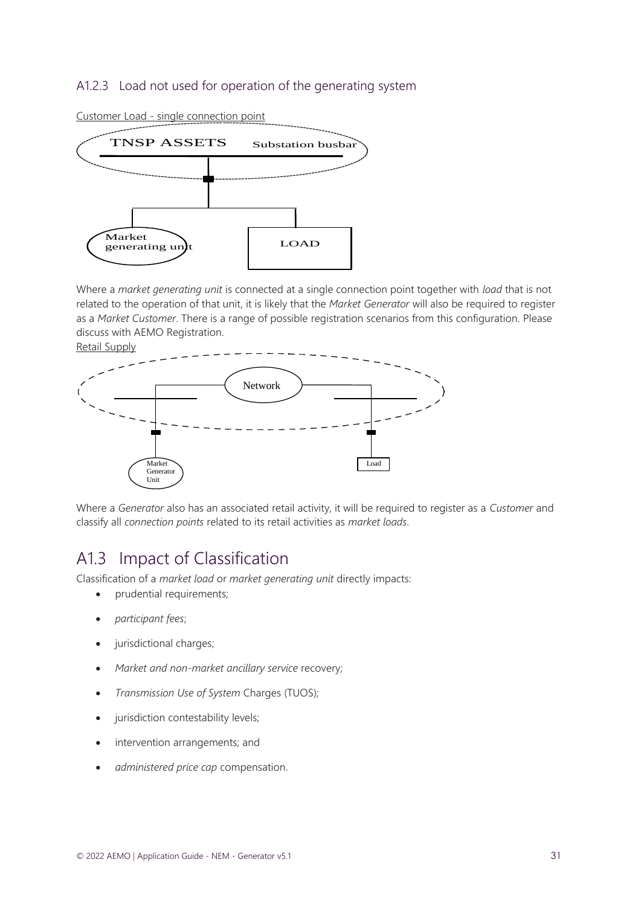### A1.2.3 Load not used for operation of the generating system

Customer Load - single connection point

Where a *market generating unit* is connected at a single connection point together with *load* that is not related to the operation of that unit, it is likely that the *Market Generator* will also be required to register as a *Market Customer*. There is a range of possible registration scenarios from this configuration. Please discuss with AEMO Registration.

Retail Supply

Where a *Generator* also has an associated retail activity, it will be required to register as a *Customer* and classify all *connection points* related to its retail activities as *market loads*.

## A1.3 Impact of Classification

Classification of a *market load* or *market generating unit* directly impacts:

- prudential requirements;
- *participant fees*;
- jurisdictional charges;
- *Market and non-market ancillary service* recovery;
- *Transmission Use of System* Charges (TUOS);
- jurisdiction contestability levels;
- intervention arrangements; and
- *administered price cap* compensation.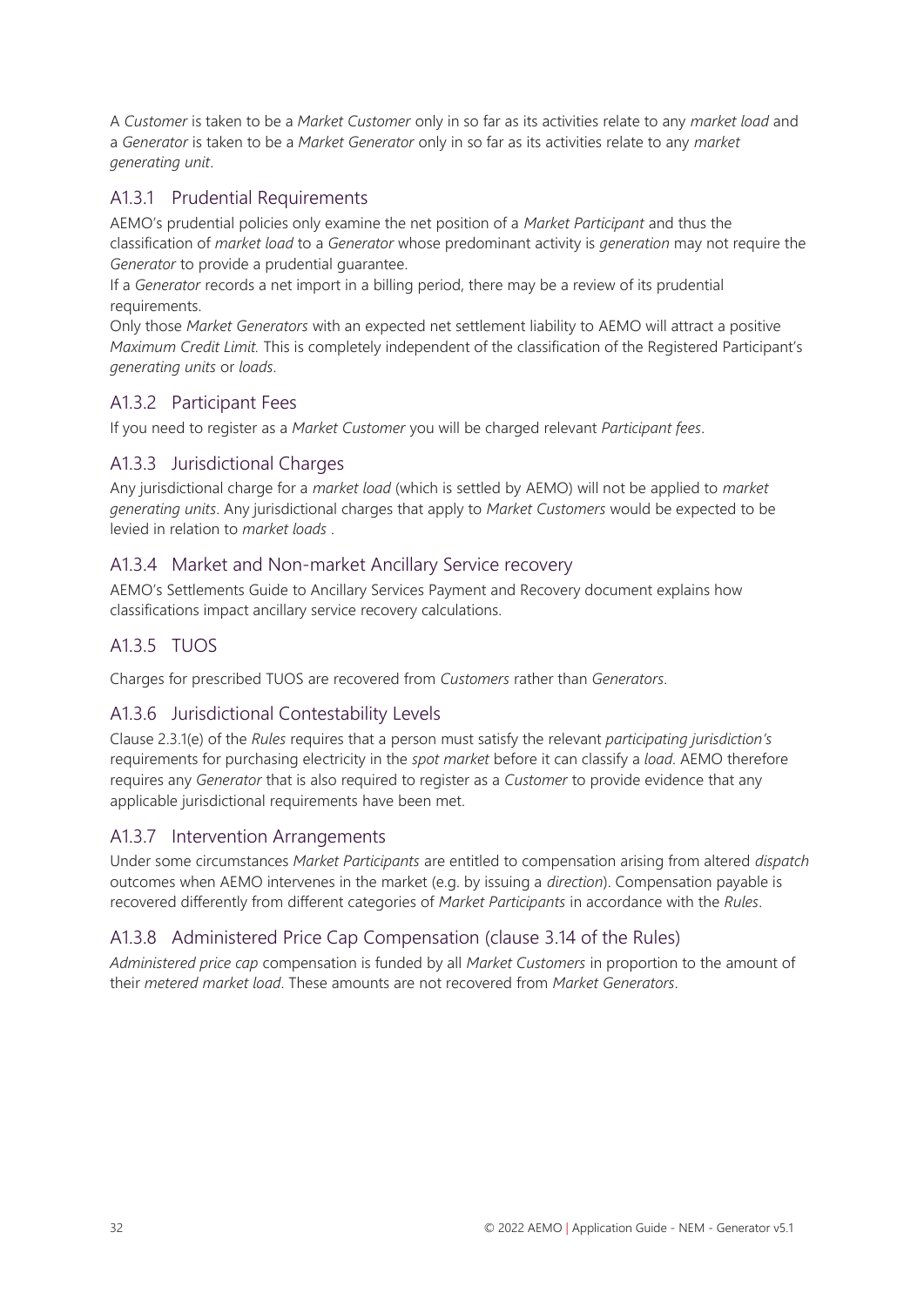A *Customer* is taken to be a *Market Customer* only in so far as its activities relate to any *market load* and a *Generator* is taken to be a *Market Generator* only in so far as its activities relate to any *market generating unit*.

### A1.3.1 Prudential Requirements

AEMO's prudential policies only examine the net position of a *Market Participant* and thus the classification of *market load* to a *Generator* whose predominant activity is *generation* may not require the *Generator* to provide a prudential guarantee.

If a *Generator* records a net import in a billing period, there may be a review of its prudential requirements.

Only those *Market Generators* with an expected net settlement liability to AEMO will attract a positive *Maximum Credit Limit.* This is completely independent of the classification of the Registered Participant's *generating units* or *loads*.

### A1.3.2 Participant Fees

If you need to register as a *Market Customer* you will be charged relevant *Participant fees*.

### A1.3.3 Jurisdictional Charges

Any jurisdictional charge for a *market load* (which is settled by AEMO) will not be applied to *market generating units*. Any jurisdictional charges that apply to *Market Customers* would be expected to be levied in relation to *market loads* .

### A1.3.4 Market and Non-market Ancillary Service recovery

AEMO's Settlements Guide to Ancillary Services Payment and Recovery document explains how classifications impact ancillary service recovery calculations.

### A1.3.5 TUOS

Charges for prescribed TUOS are recovered from *Customers* rather than *Generators*.

### A1.3.6 Jurisdictional Contestability Levels

Clause 2.3.1(e) of the *Rules* requires that a person must satisfy the relevant *participating jurisdiction's* requirements for purchasing electricity in the *spot market* before it can classify a *load*. AEMO therefore requires any *Generator* that is also required to register as a *Customer* to provide evidence that any applicable jurisdictional requirements have been met.

### A1.3.7 Intervention Arrangements

Under some circumstances *Market Participants* are entitled to compensation arising from altered *dispatch* outcomes when AEMO intervenes in the market (e.g. by issuing a *direction*). Compensation payable is recovered differently from different categories of *Market Participants* in accordance with the *Rules*.

### A1.3.8 Administered Price Cap Compensation (clause 3.14 of the Rules)

*Administered price cap* compensation is funded by all *Market Customers* in proportion to the amount of their *metered market load*. These amounts are not recovered from *Market Generators*.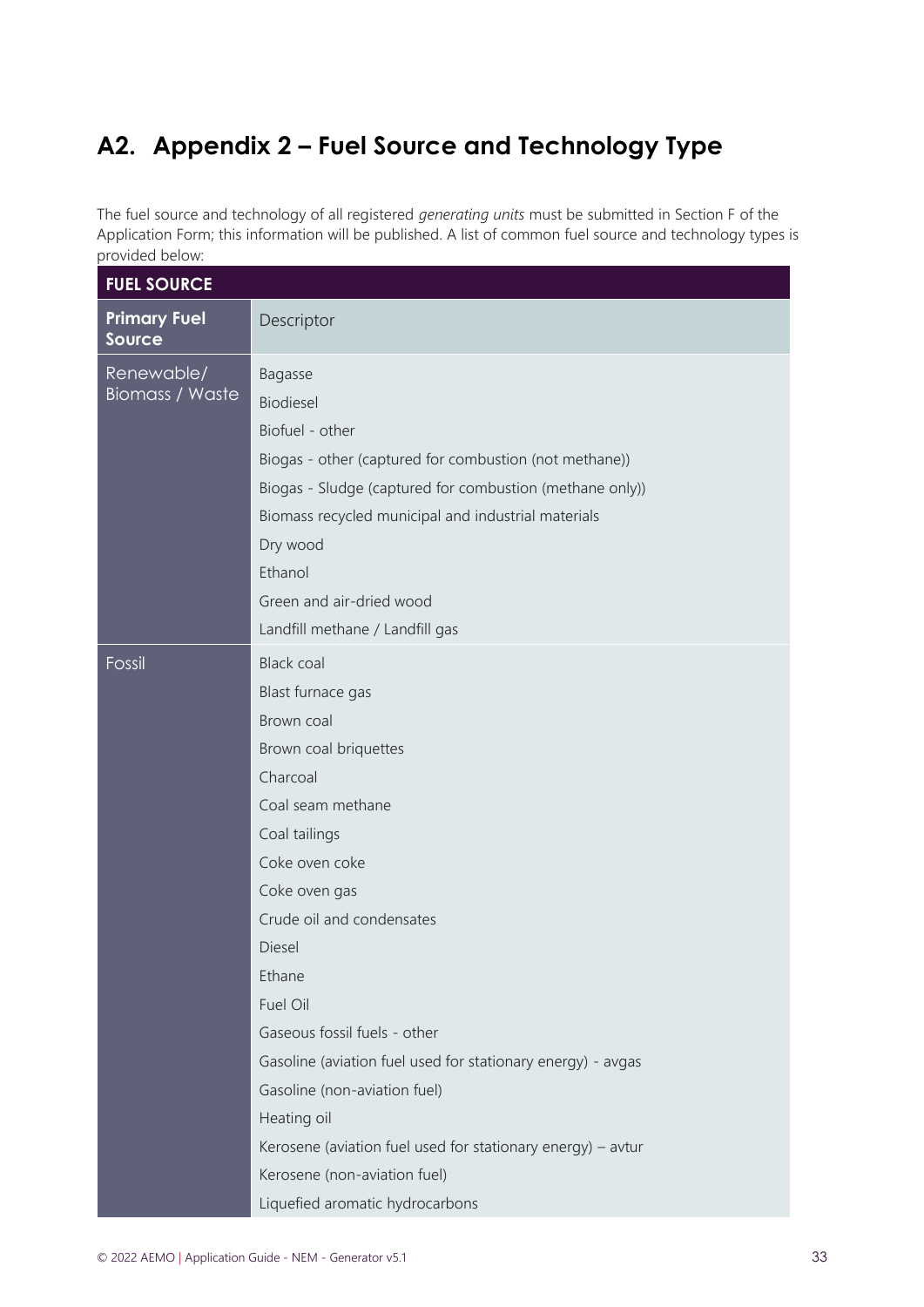## A2. Appendix 2 – Fuel Source and Technology Type

The fuel source and technology of all registered *generating units* must be submitted in Section F of the Application Form; this information will be published. A list of common fuel source and technology types is provided below:

| FUEL SOURCE | |
|---|---|
| **Primary Fuel Source** | Descriptor |
| Renewable/ Biomass / Waste | Bagasse |
| | Biodiesel |
| | Biofuel - other |
| | Biogas - other (captured for combustion (not methane)) |
| | Biogas - Sludge (captured for combustion (methane only)) |
| | Biomass recycled municipal and industrial materials |
| | Dry wood |
| | Ethanol |
| | Green and air-dried wood |
| | Landfill methane / Landfill gas |
| Fossil | Black coal |
| | Blast furnace gas |
| | Brown coal |
| | Brown coal briquettes |
| | Charcoal |
| | Coal seam methane |
| | Coal tailings |
| | Coke oven coke |
| | Coke oven gas |
| | Crude oil and condensates |
| | Diesel |
| | Ethane |
| | Fuel Oil |
| | Gaseous fossil fuels - other |
| | Gasoline (aviation fuel used for stationary energy) - avgas |
| | Gasoline (non-aviation fuel) |
| | Heating oil |
| | Kerosene (aviation fuel used for stationary energy) – avtur |
| | Kerosene (non-aviation fuel) |
| | Liquefied aromatic hydrocarbons |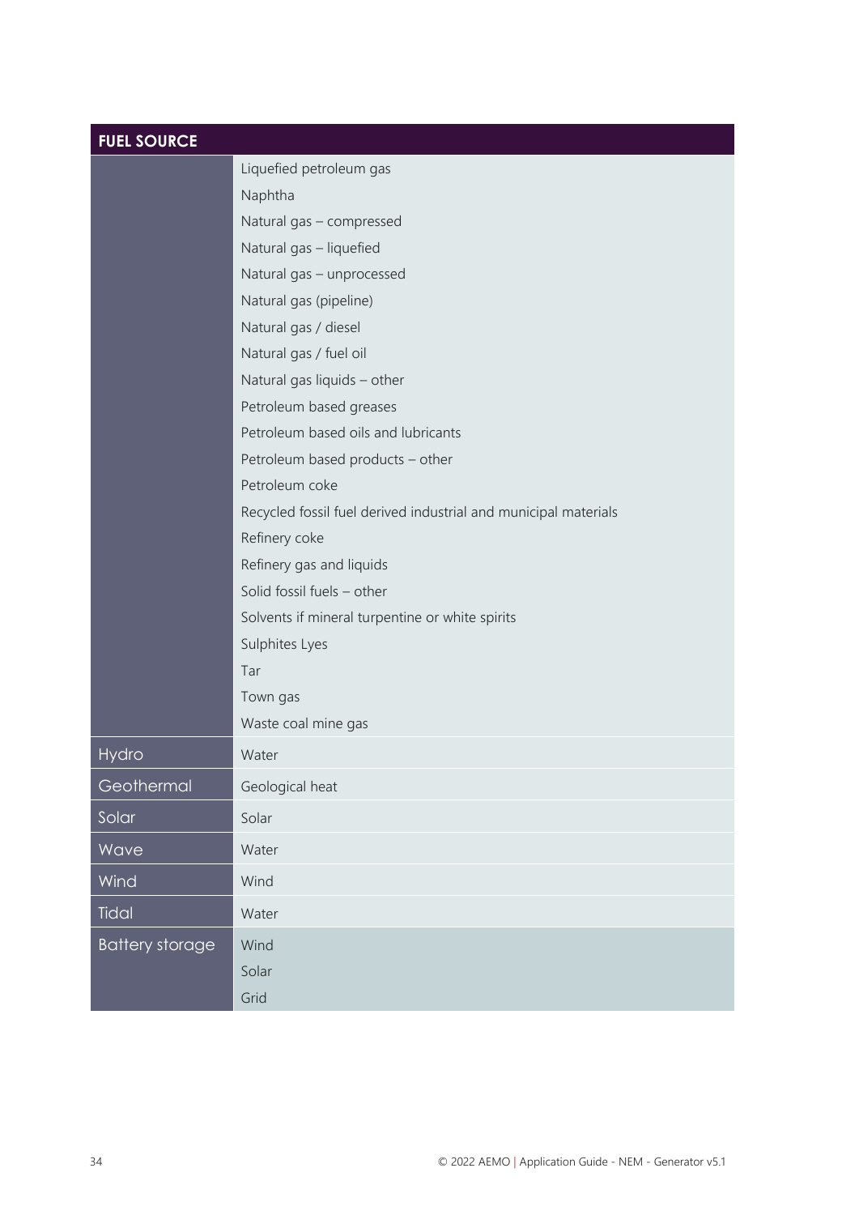| FUEL SOURCE | |
|---|---|
| | Liquefied petroleum gas |
| | Naphtha |
| | Natural gas – compressed |
| | Natural gas – liquefied |
| | Natural gas – unprocessed |
| | Natural gas (pipeline) |
| | Natural gas / diesel |
| | Natural gas / fuel oil |
| | Natural gas liquids – other |
| | Petroleum based greases |
| | Petroleum based oils and lubricants |
| | Petroleum based products – other |
| | Petroleum coke |
| | Recycled fossil fuel derived industrial and municipal materials |
| | Refinery coke |
| | Refinery gas and liquids |
| | Solid fossil fuels – other |
| | Solvents if mineral turpentine or white spirits |
| | Sulphites Lyes |
| | Tar |
| | Town gas |
| | Waste coal mine gas |
| Hydro | Water |
| Geothermal | Geological heat |
| Solar | Solar |
| Wave | Water |
| Wind | Wind |
| Tidal | Water |
| Battery storage | Wind |
| | Solar |
| | Grid |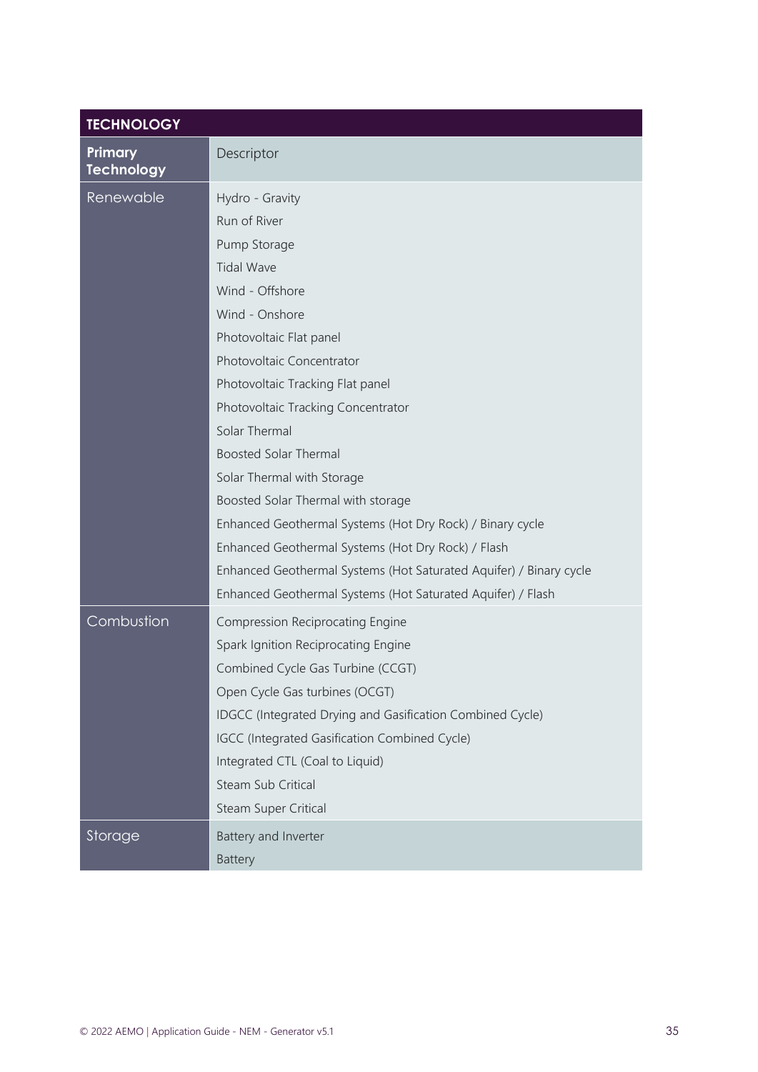| TECHNOLOGY | |
|---|---|
| **Primary Technology** | Descriptor |
| Renewable | Hydro - Gravity |
| | Run of River |
| | Pump Storage |
| | Tidal Wave |
| | Wind - Offshore |
| | Wind - Onshore |
| | Photovoltaic Flat panel |
| | Photovoltaic Concentrator |
| | Photovoltaic Tracking Flat panel |
| | Photovoltaic Tracking Concentrator |
| | Solar Thermal |
| | Boosted Solar Thermal |
| | Solar Thermal with Storage |
| | Boosted Solar Thermal with storage |
| | Enhanced Geothermal Systems (Hot Dry Rock) / Binary cycle |
| | Enhanced Geothermal Systems (Hot Dry Rock) / Flash |
| | Enhanced Geothermal Systems (Hot Saturated Aquifer) / Binary cycle |
| | Enhanced Geothermal Systems (Hot Saturated Aquifer) / Flash |
| Combustion | Compression Reciprocating Engine |
| | Spark Ignition Reciprocating Engine |
| | Combined Cycle Gas Turbine (CCGT) |
| | Open Cycle Gas turbines (OCGT) |
| | IDGCC (Integrated Drying and Gasification Combined Cycle) |
| | IGCC (Integrated Gasification Combined Cycle) |
| | Integrated CTL (Coal to Liquid) |
| | Steam Sub Critical |
| | Steam Super Critical |
| Storage | Battery and Inverter |
| | Battery |